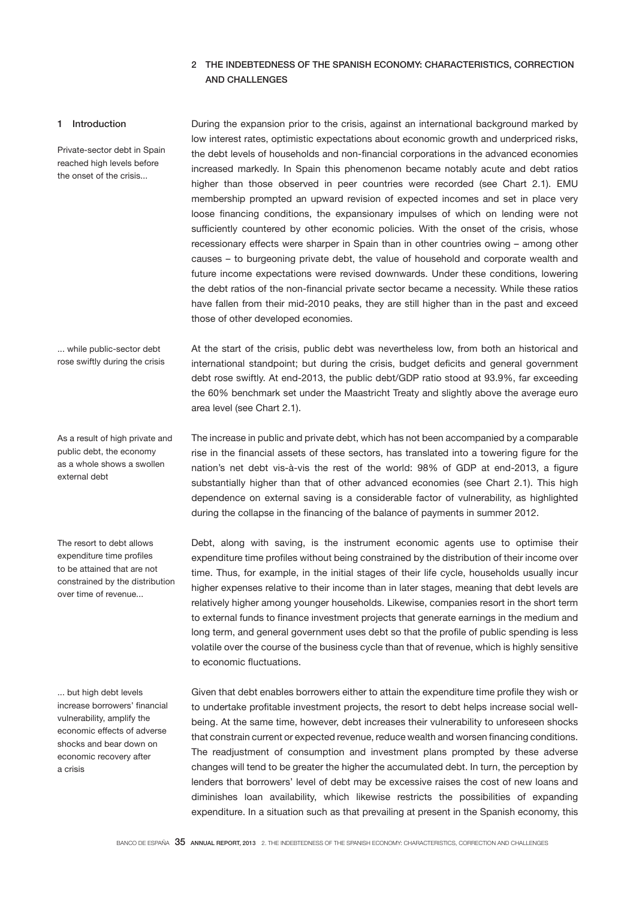## 2 THE INDEBTEDNESS OF THE SPANISH ECONOMY: CHARACTERISTICS, CORRECTION AND CHALLENGES

### 1 Introduction

*Private-sector debt in Spain reached high levels before the onset of the crisis...*

During the expansion prior to the crisis, against an international background marked by low interest rates, optimistic expectations about economic growth and underpriced risks, the debt levels of households and non-financial corporations in the advanced economies increased markedly. In Spain this phenomenon became notably acute and debt ratios higher than those observed in peer countries were recorded (see Chart 2.1). EMU membership prompted an upward revision of expected incomes and set in place very loose financing conditions, the expansionary impulses of which on lending were not sufficiently countered by other economic policies. With the onset of the crisis, whose recessionary effects were sharper in Spain than in other countries owing – among other causes – to burgeoning private debt, the value of household and corporate wealth and future income expectations were revised downwards. Under these conditions, lowering the debt ratios of the non-financial private sector became a necessity. While these ratios have fallen from their mid-2010 peaks, they are still higher than in the past and exceed those of other developed economies.

*... while public-sector debt rose swiftly during the crisis*

At the start of the crisis, public debt was nevertheless low, from both an historical and international standpoint; but during the crisis, budget deficits and general government debt rose swiftly. At end-2013, the public debt/GDP ratio stood at 93.9%, far exceeding the 60% benchmark set under the Maastricht Treaty and slightly above the average euro area level (see Chart 2.1).

*As a result of high private and public debt, the economy as a whole shows a swollen external debt*

The increase in public and private debt, which has not been accompanied by a comparable rise in the financial assets of these sectors, has translated into a towering figure for the nation's net debt vis-à-vis the rest of the world: 98% of GDP at end-2013, a figure substantially higher than that of other advanced economies (see Chart 2.1). This high dependence on external saving is a considerable factor of vulnerability, as highlighted during the collapse in the financing of the balance of payments in summer 2012.

*The resort to debt allows expenditure time profiles to be attained that are not constrained by the distribution over time of revenue...*

Debt, along with saving, is the instrument economic agents use to optimise their expenditure time profiles without being constrained by the distribution of their income over time. Thus, for example, in the initial stages of their life cycle, households usually incur higher expenses relative to their income than in later stages, meaning that debt levels are relatively higher among younger households. Likewise, companies resort in the short term to external funds to finance investment projects that generate earnings in the medium and long term, and general government uses debt so that the profile of public spending is less volatile over the course of the business cycle than that of revenue, which is highly sensitive to economic fluctuations.

*... but high debt levels increase borrowers' financial vulnerability, amplify the economic effects of adverse shocks and bear down on economic recovery after a crisis*

Given that debt enables borrowers either to attain the expenditure time profile they wish or to undertake profitable investment projects, the resort to debt helps increase social well-being. At the same time, however, debt increases their vulnerability to unforeseen shocks that constrain current or expected revenue, reduce wealth and worsen financing conditions. The readjustment of consumption and investment plans prompted by these adverse changes will tend to be greater the higher the accumulated debt. In turn, the perception by lenders that borrowers' level of debt may be excessive raises the cost of new loans and diminishes loan availability, which likewise restricts the possibilities of expanding expenditure. In a situation such as that prevailing at present in the Spanish economy, this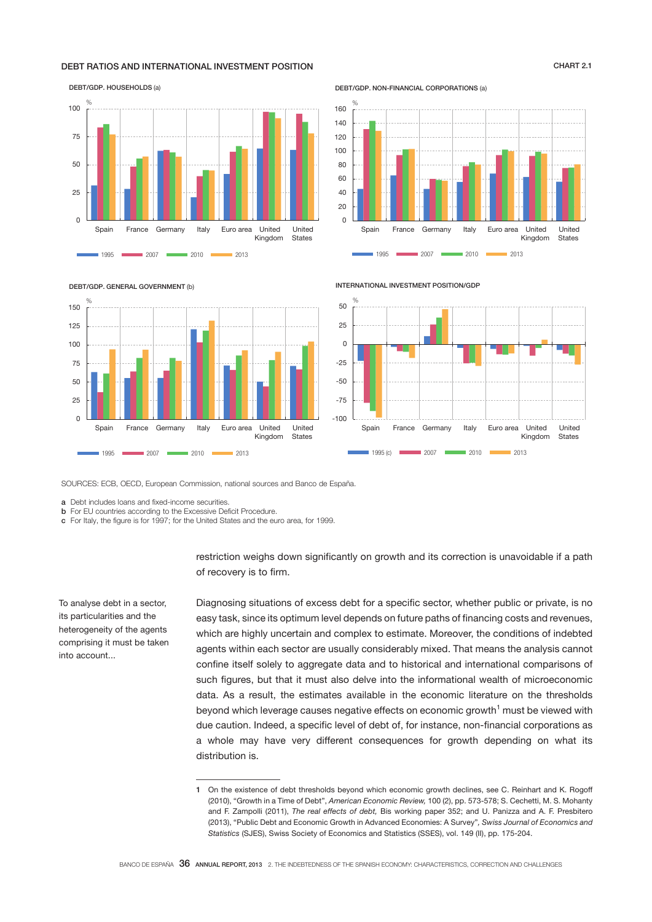DEBT RATIOS AND INTERNATIONAL INVESTMENT POSITION

CHART 2.1

DEBT/GDP. HOUSEHOLDS (a)

DEBT/GDP. NON-FINANCIAL CORPORATIONS (a)

DEBT/GDP. GENERAL GOVERNMENT (b)

INTERNATIONAL INVESTMENT POSITION/GDP

SOURCES: ECB, OECD, European Commission, national sources and Banco de España.

a Debt includes loans and fixed-income securities.
b For EU countries according to the Excessive Deficit Procedure.
c For Italy, the figure is for 1997; for the United States and the euro area, for 1999.

restriction weighs down significantly on growth and its correction is unavoidable if a path of recovery is to firm.

To analyse debt in a sector, its particularities and the heterogeneity of the agents comprising it must be taken into account...

Diagnosing situations of excess debt for a specific sector, whether public or private, is no easy task, since its optimum level depends on future paths of financing costs and revenues, which are highly uncertain and complex to estimate. Moreover, the conditions of indebted agents within each sector are usually considerably mixed. That means the analysis cannot confine itself solely to aggregate data and to historical and international comparisons of such figures, but that it must also delve into the informational wealth of microeconomic data. As a result, the estimates available in the economic literature on the thresholds beyond which leverage causes negative effects on economic growth[1] must be viewed with due caution. Indeed, a specific level of debt of, for instance, non-financial corporations as a whole may have very different consequences for growth depending on what its distribution is.

1 On the existence of debt thresholds beyond which economic growth declines, see C. Reinhart and K. Rogoff (2010), "Growth in a Time of Debt", *American Economic Review,* 100 (2), pp. 573-578; S. Cechetti, M. S. Mohanty and F. Zampolli (2011), *The real effects of debt,* Bis working paper 352; and U. Panizza and A. F. Presbitero (2013), "Public Debt and Economic Growth in Advanced Economies: A Survey", *Swiss Journal of Economics and Statistics* (SJES), Swiss Society of Economics and Statistics (SSES), vol. 149 (II), pp. 175-204.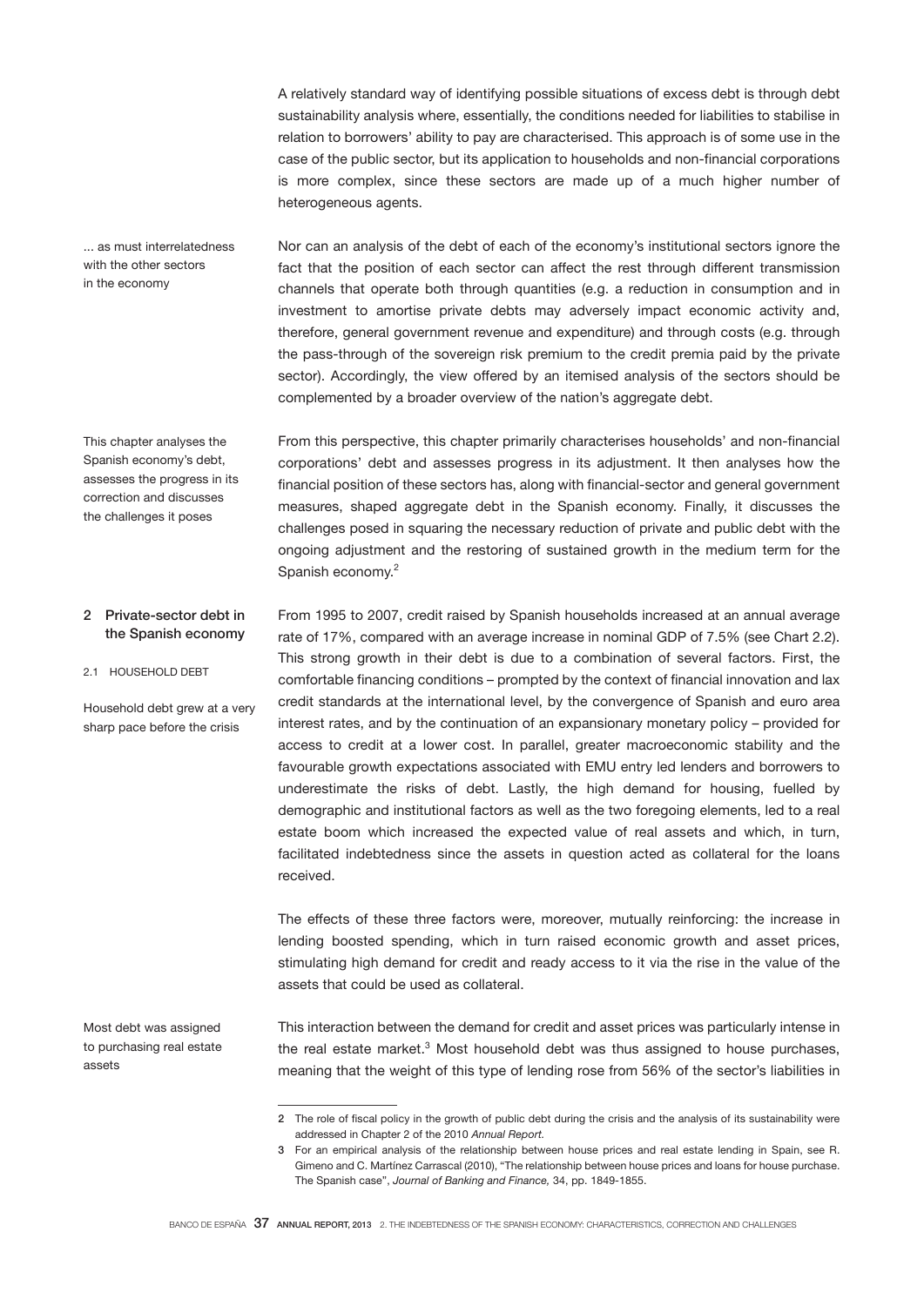A relatively standard way of identifying possible situations of excess debt is through debt sustainability analysis where, essentially, the conditions needed for liabilities to stabilise in relation to borrowers' ability to pay are characterised. This approach is of some use in the case of the public sector, but its application to households and non-financial corporations is more complex, since these sectors are made up of a much higher number of heterogeneous agents.

... as must interrelatedness with the other sectors in the economy

Nor can an analysis of the debt of each of the economy's institutional sectors ignore the fact that the position of each sector can affect the rest through different transmission channels that operate both through quantities (e.g. a reduction in consumption and in investment to amortise private debts may adversely impact economic activity and, therefore, general government revenue and expenditure) and through costs (e.g. through the pass-through of the sovereign risk premium to the credit premia paid by the private sector). Accordingly, the view offered by an itemised analysis of the sectors should be complemented by a broader overview of the nation's aggregate debt.

This chapter analyses the Spanish economy's debt, assesses the progress in its correction and discusses the challenges it poses

From this perspective, this chapter primarily characterises households' and non-financial corporations' debt and assesses progress in its adjustment. It then analyses how the financial position of these sectors has, along with financial-sector and general government measures, shaped aggregate debt in the Spanish economy. Finally, it discusses the challenges posed in squaring the necessary reduction of private and public debt with the ongoing adjustment and the restoring of sustained growth in the medium term for the Spanish economy.[2]

## 2 Private-sector debt in the Spanish economy

### 2.1 HOUSEHOLD DEBT

Household debt grew at a very sharp pace before the crisis

From 1995 to 2007, credit raised by Spanish households increased at an annual average rate of 17%, compared with an average increase in nominal GDP of 7.5% (see Chart 2.2). This strong growth in their debt is due to a combination of several factors. First, the comfortable financing conditions – prompted by the context of financial innovation and lax credit standards at the international level, by the convergence of Spanish and euro area interest rates, and by the continuation of an expansionary monetary policy – provided for access to credit at a lower cost. In parallel, greater macroeconomic stability and the favourable growth expectations associated with EMU entry led lenders and borrowers to underestimate the risks of debt. Lastly, the high demand for housing, fuelled by demographic and institutional factors as well as the two foregoing elements, led to a real estate boom which increased the expected value of real assets and which, in turn, facilitated indebtedness since the assets in question acted as collateral for the loans received.

The effects of these three factors were, moreover, mutually reinforcing: the increase in lending boosted spending, which in turn raised economic growth and asset prices, stimulating high demand for credit and ready access to it via the rise in the value of the assets that could be used as collateral.

Most debt was assigned to purchasing real estate assets

This interaction between the demand for credit and asset prices was particularly intense in the real estate market.[3] Most household debt was thus assigned to house purchases, meaning that the weight of this type of lending rose from 56% of the sector's liabilities in

---

2 The role of fiscal policy in the growth of public debt during the crisis and the analysis of its sustainability were addressed in Chapter 2 of the 2010 *Annual Report.*

3 For an empirical analysis of the relationship between house prices and real estate lending in Spain, see R. Gimeno and C. Martínez Carrascal (2010), "The relationship between house prices and loans for house purchase. The Spanish case", *Journal of Banking and Finance,* 34, pp. 1849-1855.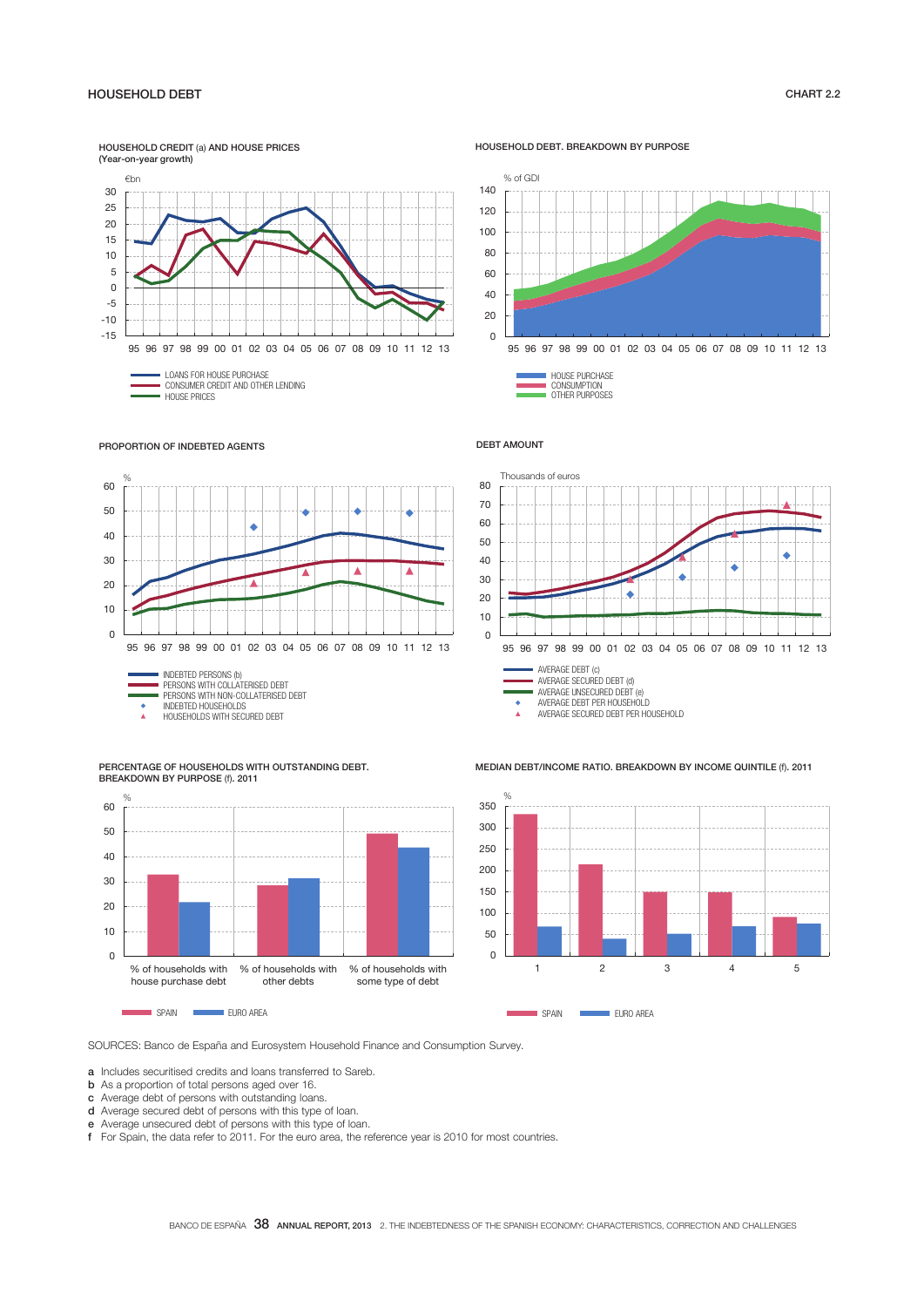HOUSEHOLD DEBT

CHART 2.2

HOUSEHOLD CREDIT (a) AND HOUSE PRICES
(Year-on-year growth)

€bn

- LOANS FOR HOUSE PURCHASE
- CONSUMER CREDIT AND OTHER LENDING
- HOUSE PRICES

HOUSEHOLD DEBT. BREAKDOWN BY PURPOSE

% of GDI

- HOUSE PURCHASE
- CONSUMPTION
- OTHER PURPOSES

PROPORTION OF INDEBTED AGENTS

%

- INDEBTED PERSONS (b)
- PERSONS WITH COLLATERISED DEBT
- PERSONS WITH NON-COLLATERISED DEBT
- INDEBTED HOUSEHOLDS
- HOUSEHOLDS WITH SECURED DEBT

DEBT AMOUNT

Thousands of euros

- AVERAGE DEBT (c)
- AVERAGE SECURED DEBT (d)
- AVERAGE UNSECURED DEBT (e)
- AVERAGE DEBT PER HOUSEHOLD
- AVERAGE SECURED DEBT PER HOUSEHOLD

PERCENTAGE OF HOUSEHOLDS WITH OUTSTANDING DEBT. BREAKDOWN BY PURPOSE (f). 2011

%

- SPAIN
- EURO AREA

MEDIAN DEBT/INCOME RATIO. BREAKDOWN BY INCOME QUINTILE (f). 2011

%

- SPAIN
- EURO AREA

SOURCES: Banco de España and Eurosystem Household Finance and Consumption Survey.

a Includes securitised credits and loans transferred to Sareb.
b As a proportion of total persons aged over 16.
c Average debt of persons with outstanding loans.
d Average secured debt of persons with this type of loan.
e Average unsecured debt of persons with this type of loan.
f For Spain, the data refer to 2011. For the euro area, the reference year is 2010 for most countries.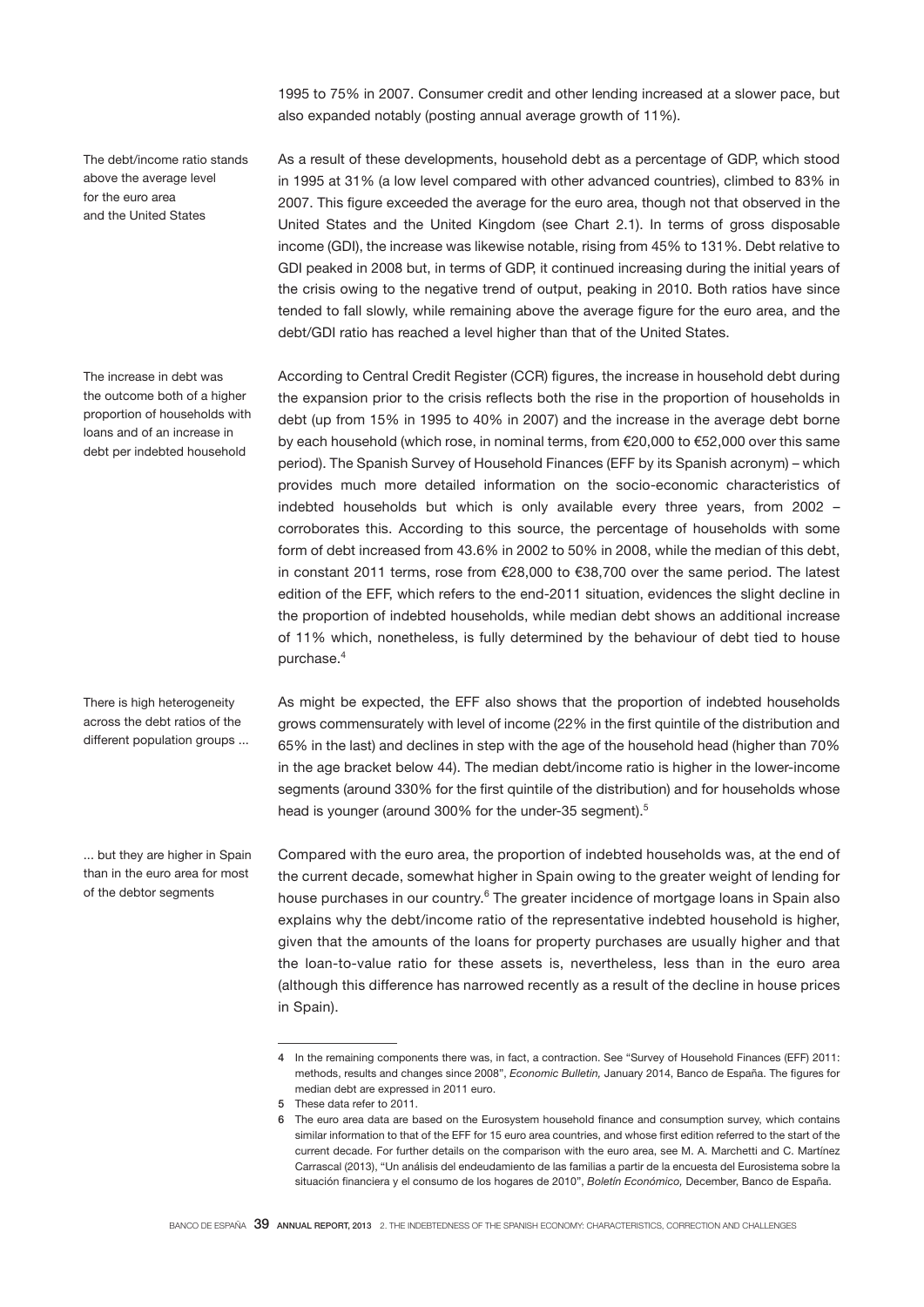1995 to 75% in 2007. Consumer credit and other lending increased at a slower pace, but also expanded notably (posting annual average growth of 11%).

*The debt/income ratio stands above the average level for the euro area and the United States*

As a result of these developments, household debt as a percentage of GDP, which stood in 1995 at 31% (a low level compared with other advanced countries), climbed to 83% in 2007. This figure exceeded the average for the euro area, though not that observed in the United States and the United Kingdom (see Chart 2.1). In terms of gross disposable income (GDI), the increase was likewise notable, rising from 45% to 131%. Debt relative to GDI peaked in 2008 but, in terms of GDP, it continued increasing during the initial years of the crisis owing to the negative trend of output, peaking in 2010. Both ratios have since tended to fall slowly, while remaining above the average figure for the euro area, and the debt/GDI ratio has reached a level higher than that of the United States.

*The increase in debt was the outcome both of a higher proportion of households with loans and of an increase in debt per indebted household*

According to Central Credit Register (CCR) figures, the increase in household debt during the expansion prior to the crisis reflects both the rise in the proportion of households in debt (up from 15% in 1995 to 40% in 2007) and the increase in the average debt borne by each household (which rose, in nominal terms, from €20,000 to €52,000 over this same period). The Spanish Survey of Household Finances (EFF by its Spanish acronym) – which provides much more detailed information on the socio-economic characteristics of indebted households but which is only available every three years, from 2002 – corroborates this. According to this source, the percentage of households with some form of debt increased from 43.6% in 2002 to 50% in 2008, while the median of this debt, in constant 2011 terms, rose from €28,000 to €38,700 over the same period. The latest edition of the EFF, which refers to the end-2011 situation, evidences the slight decline in the proportion of indebted households, while median debt shows an additional increase of 11% which, nonetheless, is fully determined by the behaviour of debt tied to house purchase.[4]

*There is high heterogeneity across the debt ratios of the different population groups ...*

As might be expected, the EFF also shows that the proportion of indebted households grows commensurately with level of income (22% in the first quintile of the distribution and 65% in the last) and declines in step with the age of the household head (higher than 70% in the age bracket below 44). The median debt/income ratio is higher in the lower-income segments (around 330% for the first quintile of the distribution) and for households whose head is younger (around 300% for the under-35 segment).[5]

*... but they are higher in Spain than in the euro area for most of the debtor segments*

Compared with the euro area, the proportion of indebted households was, at the end of the current decade, somewhat higher in Spain owing to the greater weight of lending for house purchases in our country.[6] The greater incidence of mortgage loans in Spain also explains why the debt/income ratio of the representative indebted household is higher, given that the amounts of the loans for property purchases are usually higher and that the loan-to-value ratio for these assets is, nevertheless, less than in the euro area (although this difference has narrowed recently as a result of the decline in house prices in Spain).

---

4 In the remaining components there was, in fact, a contraction. See "Survey of Household Finances (EFF) 2011: methods, results and changes since 2008", *Economic Bulletin,* January 2014, Banco de España. The figures for median debt are expressed in 2011 euro.

5 These data refer to 2011.

6 The euro area data are based on the Eurosystem household finance and consumption survey, which contains similar information to that of the EFF for 15 euro area countries, and whose first edition referred to the start of the current decade. For further details on the comparison with the euro area, see M. A. Marchetti and C. Martínez Carrascal (2013), "Un análisis del endeudamiento de las familias a partir de la encuesta del Eurosistema sobre la situación financiera y el consumo de los hogares de 2010", *Boletín Económico,* December, Banco de España.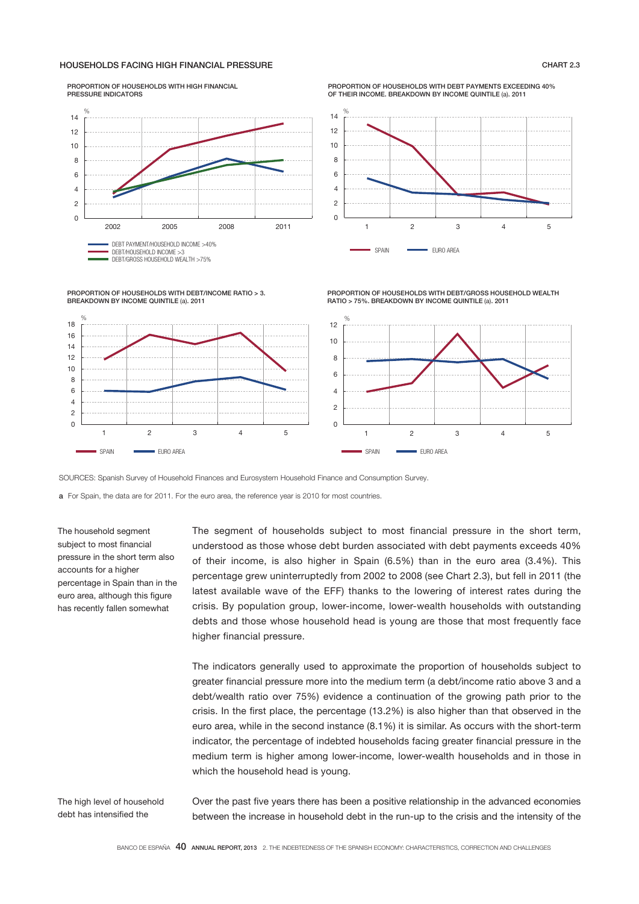HOUSEHOLDS FACING HIGH FINANCIAL PRESSURE

CHART 2.3

PROPORTION OF HOUSEHOLDS WITH HIGH FINANCIAL PRESSURE INDICATORS

- DEBT PAYMENT/HOUSEHOLD INCOME >40%
- DEBT/HOUSEHOLD INCOME >3
- DEBT/GROSS HOUSEHOLD WEALTH >75%

PROPORTION OF HOUSEHOLDS WITH DEBT PAYMENTS EXCEEDING 40% OF THEIR INCOME. BREAKDOWN BY INCOME QUINTILE (a). 2011

- SPAIN
- EURO AREA

PROPORTION OF HOUSEHOLDS WITH DEBT/INCOME RATIO > 3. BREAKDOWN BY INCOME QUINTILE (a). 2011

- SPAIN
- EURO AREA

PROPORTION OF HOUSEHOLDS WITH DEBT/GROSS HOUSEHOLD WEALTH RATIO > 75%. BREAKDOWN BY INCOME QUINTILE (a). 2011

- SPAIN
- EURO AREA

SOURCES: Spanish Survey of Household Finances and Eurosystem Household Finance and Consumption Survey.

**a** For Spain, the data are for 2011. For the euro area, the reference year is 2010 for most countries.

*The household segment subject to most financial pressure in the short term also accounts for a higher percentage in Spain than in the euro area, although this figure has recently fallen somewhat*

The segment of households subject to most financial pressure in the short term, understood as those whose debt burden associated with debt payments exceeds 40% of their income, is also higher in Spain (6.5%) than in the euro area (3.4%). This percentage grew uninterruptedly from 2002 to 2008 (see Chart 2.3), but fell in 2011 (the latest available wave of the EFF) thanks to the lowering of interest rates during the crisis. By population group, lower-income, lower-wealth households with outstanding debts and those whose household head is young are those that most frequently face higher financial pressure.

The indicators generally used to approximate the proportion of households subject to greater financial pressure more into the medium term (a debt/income ratio above 3 and a debt/wealth ratio over 75%) evidence a continuation of the growing path prior to the crisis. In the first place, the percentage (13.2%) is also higher than that observed in the euro area, while in the second instance (8.1%) it is similar. As occurs with the short-term indicator, the percentage of indebted households facing greater financial pressure in the medium term is higher among lower-income, lower-wealth households and in those in which the household head is young.

*The high level of household debt has intensified the*

Over the past five years there has been a positive relationship in the advanced economies between the increase in household debt in the run-up to the crisis and the intensity of the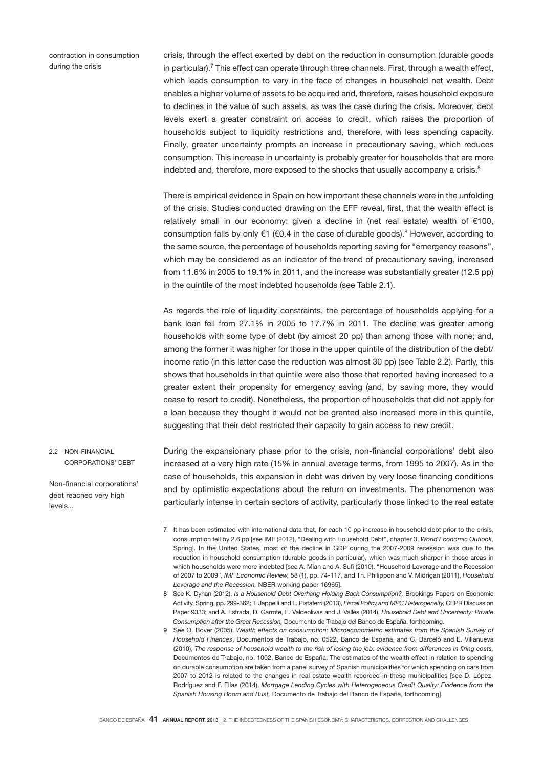contraction in consumption during the crisis

crisis, through the effect exerted by debt on the reduction in consumption (durable goods in particular).[7] This effect can operate through three channels. First, through a wealth effect, which leads consumption to vary in the face of changes in household net wealth. Debt enables a higher volume of assets to be acquired and, therefore, raises household exposure to declines in the value of such assets, as was the case during the crisis. Moreover, debt levels exert a greater constraint on access to credit, which raises the proportion of households subject to liquidity restrictions and, therefore, with less spending capacity. Finally, greater uncertainty prompts an increase in precautionary saving, which reduces consumption. This increase in uncertainty is probably greater for households that are more indebted and, therefore, more exposed to the shocks that usually accompany a crisis.[8]

There is empirical evidence in Spain on how important these channels were in the unfolding of the crisis. Studies conducted drawing on the EFF reveal, first, that the wealth effect is relatively small in our economy: given a decline in (net real estate) wealth of €100, consumption falls by only €1 (€0.4 in the case of durable goods).[9] However, according to the same source, the percentage of households reporting saving for "emergency reasons", which may be considered as an indicator of the trend of precautionary saving, increased from 11.6% in 2005 to 19.1% in 2011, and the increase was substantially greater (12.5 pp) in the quintile of the most indebted households (see Table 2.1).

As regards the role of liquidity constraints, the percentage of households applying for a bank loan fell from 27.1% in 2005 to 17.7% in 2011. The decline was greater among households with some type of debt (by almost 20 pp) than among those with none; and, among the former it was higher for those in the upper quintile of the distribution of the debt/income ratio (in this latter case the reduction was almost 30 pp) (see Table 2.2). Partly, this shows that households in that quintile were also those that reported having increased to a greater extent their propensity for emergency saving (and, by saving more, they would cease to resort to credit). Nonetheless, the proportion of households that did not apply for a loan because they thought it would not be granted also increased more in this quintile, suggesting that their debt restricted their capacity to gain access to new credit.

## 2.2 NON-FINANCIAL CORPORATIONS' DEBT

Non-financial corporations' debt reached very high levels...

During the expansionary phase prior to the crisis, non-financial corporations' debt also increased at a very high rate (15% in annual average terms, from 1995 to 2007). As in the case of households, this expansion in debt was driven by very loose financing conditions and by optimistic expectations about the return on investments. The phenomenon was particularly intense in certain sectors of activity, particularly those linked to the real estate

---

7 It has been estimated with international data that, for each 10 pp increase in household debt prior to the crisis, consumption fell by 2.6 pp [see IMF (2012), "Dealing with Household Debt", chapter 3, *World Economic Outlook,* Spring]. In the United States, most of the decline in GDP during the 2007-2009 recession was due to the reduction in household consumption (durable goods in particular), which was much sharper in those areas in which households were more indebted [see A. Mian and A. Sufi (2010), "Household Leverage and the Recession of 2007 to 2009", *IMF Economic Review,* 58 (1), pp. 74-117, and Th. Philippon and V. Midrigan (2011), *Household Leverage and the Recession,* NBER working paper 16965].

8 See K. Dynan (2012), *Is a Household Debt Overhang Holding Back Consumption?,* Brookings Papers on Economic Activity, Spring, pp. 299-362; T. Jappelli and L. Pistaferri (2013), *Fiscal Policy and MPC Heterogeneity,* CEPR Discussion Paper 9333; and Á. Estrada, D. Garrote, E. Valdeolivas and J. Vallés (2014), *Household Debt and Uncertainty: Private Consumption after the Great Recession,* Documento de Trabajo del Banco de España, forthcoming.

9 See O. Bover (2005), *Wealth effects on consumption: Microeconometric estimates from the Spanish Survey of Household Finances*, Documentos de Trabajo, no. 0522, Banco de España, and C. Barceló and E. Villanueva (2010), *The response of household wealth to the risk of losing the job: evidence from differences in firing costs,* Documentos de Trabajo, no. 1002, Banco de España. The estimates of the wealth effect in relation to spending on durable consumption are taken from a panel survey of Spanish municipalities for which spending on cars from 2007 to 2012 is related to the changes in real estate wealth recorded in these municipalities [see D. López-Rodríguez and F. Elías (2014), *Mortgage Lending Cycles with Heterogeneous Credit Quality: Evidence from the Spanish Housing Boom and Bust,* Documento de Trabajo del Banco de España, forthcoming].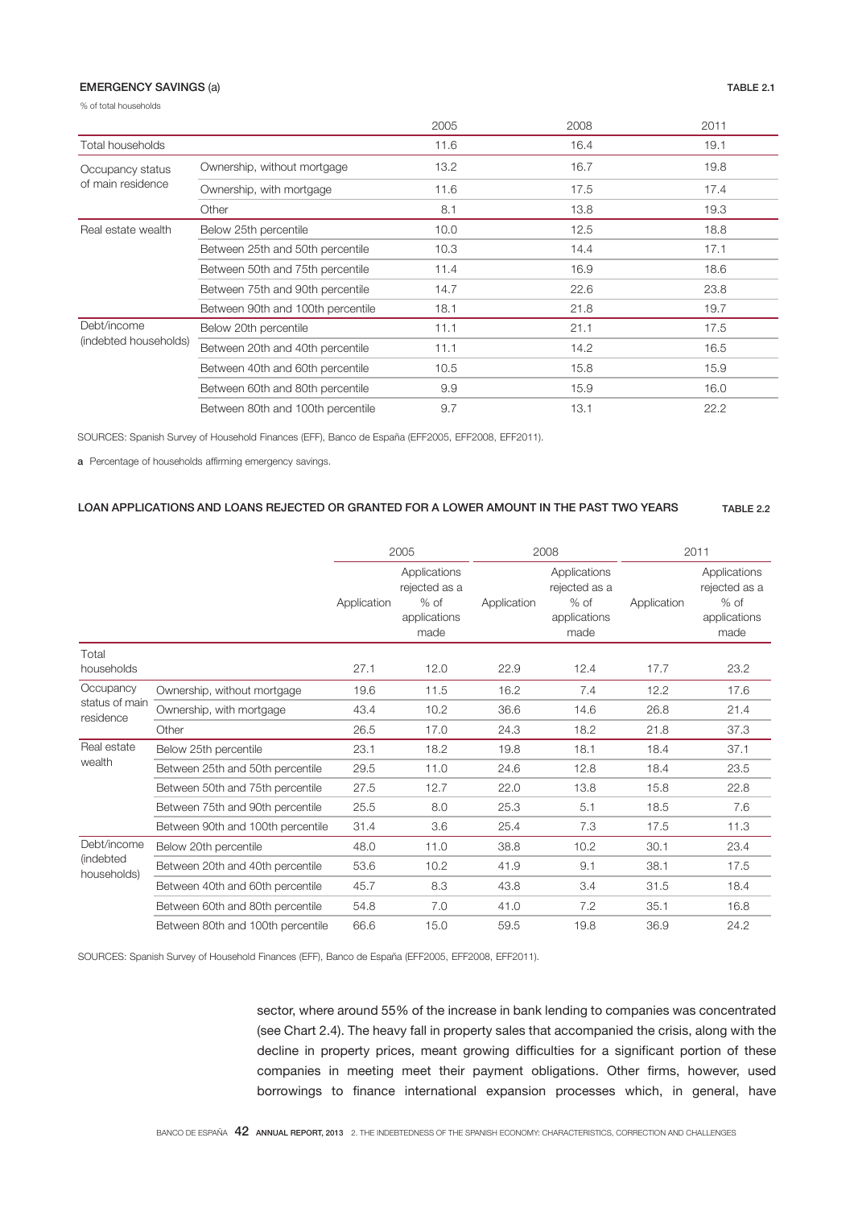**EMERGENCY SAVINGS** (a) **TABLE 2.1**

% of total households

| | | 2005 | 2008 | 2011 |
|---|---|---|---|---|
| Total households | | 11.6 | 16.4 | 19.1 |
| Occupancy status of main residence | Ownership, without mortgage | 13.2 | 16.7 | 19.8 |
| | Ownership, with mortgage | 11.6 | 17.5 | 17.4 |
| | Other | 8.1 | 13.8 | 19.3 |
| Real estate wealth | Below 25th percentile | 10.0 | 12.5 | 18.8 |
| | Between 25th and 50th percentile | 10.3 | 14.4 | 17.1 |
| | Between 50th and 75th percentile | 11.4 | 16.9 | 18.6 |
| | Between 75th and 90th percentile | 14.7 | 22.6 | 23.8 |
| | Between 90th and 100th percentile | 18.1 | 21.8 | 19.7 |
| Debt/income (indebted households) | Below 20th percentile | 11.1 | 21.1 | 17.5 |
| | Between 20th and 40th percentile | 11.1 | 14.2 | 16.5 |
| | Between 40th and 60th percentile | 10.5 | 15.8 | 15.9 |
| | Between 60th and 80th percentile | 9.9 | 15.9 | 16.0 |
| | Between 80th and 100th percentile | 9.7 | 13.1 | 22.2 |

SOURCES: Spanish Survey of Household Finances (EFF), Banco de España (EFF2005, EFF2008, EFF2011).

a Percentage of households affirming emergency savings.

**LOAN APPLICATIONS AND LOANS REJECTED OR GRANTED FOR A LOWER AMOUNT IN THE PAST TWO YEARS** **TABLE 2.2**

| | | 2005 | | 2008 | | 2011 | |
|---|---|---|---|---|---|---|---|
| | | Application | Applications rejected as a % of applications made | Application | Applications rejected as a % of applications made | Application | Applications rejected as a % of applications made |
| Total households | | 27.1 | 12.0 | 22.9 | 12.4 | 17.7 | 23.2 |
| Occupancy status of main residence | Ownership, without mortgage | 19.6 | 11.5 | 16.2 | 7.4 | 12.2 | 17.6 |
| | Ownership, with mortgage | 43.4 | 10.2 | 36.6 | 14.6 | 26.8 | 21.4 |
| | Other | 26.5 | 17.0 | 24.3 | 18.2 | 21.8 | 37.3 |
| Real estate wealth | Below 25th percentile | 23.1 | 18.2 | 19.8 | 18.1 | 18.4 | 37.1 |
| | Between 25th and 50th percentile | 29.5 | 11.0 | 24.6 | 12.8 | 18.4 | 23.5 |
| | Between 50th and 75th percentile | 27.5 | 12.7 | 22.0 | 13.8 | 15.8 | 22.8 |
| | Between 75th and 90th percentile | 25.5 | 8.0 | 25.3 | 5.1 | 18.5 | 7.6 |
| | Between 90th and 100th percentile | 31.4 | 3.6 | 25.4 | 7.3 | 17.5 | 11.3 |
| Debt/income (indebted households) | Below 20th percentile | 48.0 | 11.0 | 38.8 | 10.2 | 30.1 | 23.4 |
| | Between 20th and 40th percentile | 53.6 | 10.2 | 41.9 | 9.1 | 38.1 | 17.5 |
| | Between 40th and 60th percentile | 45.7 | 8.3 | 43.8 | 3.4 | 31.5 | 18.4 |
| | Between 60th and 80th percentile | 54.8 | 7.0 | 41.0 | 7.2 | 35.1 | 16.8 |
| | Between 80th and 100th percentile | 66.6 | 15.0 | 59.5 | 19.8 | 36.9 | 24.2 |

SOURCES: Spanish Survey of Household Finances (EFF), Banco de España (EFF2005, EFF2008, EFF2011).

sector, where around 55% of the increase in bank lending to companies was concentrated (see Chart 2.4). The heavy fall in property sales that accompanied the crisis, along with the decline in property prices, meant growing difficulties for a significant portion of these companies in meeting meet their payment obligations. Other firms, however, used borrowings to finance international expansion processes which, in general, have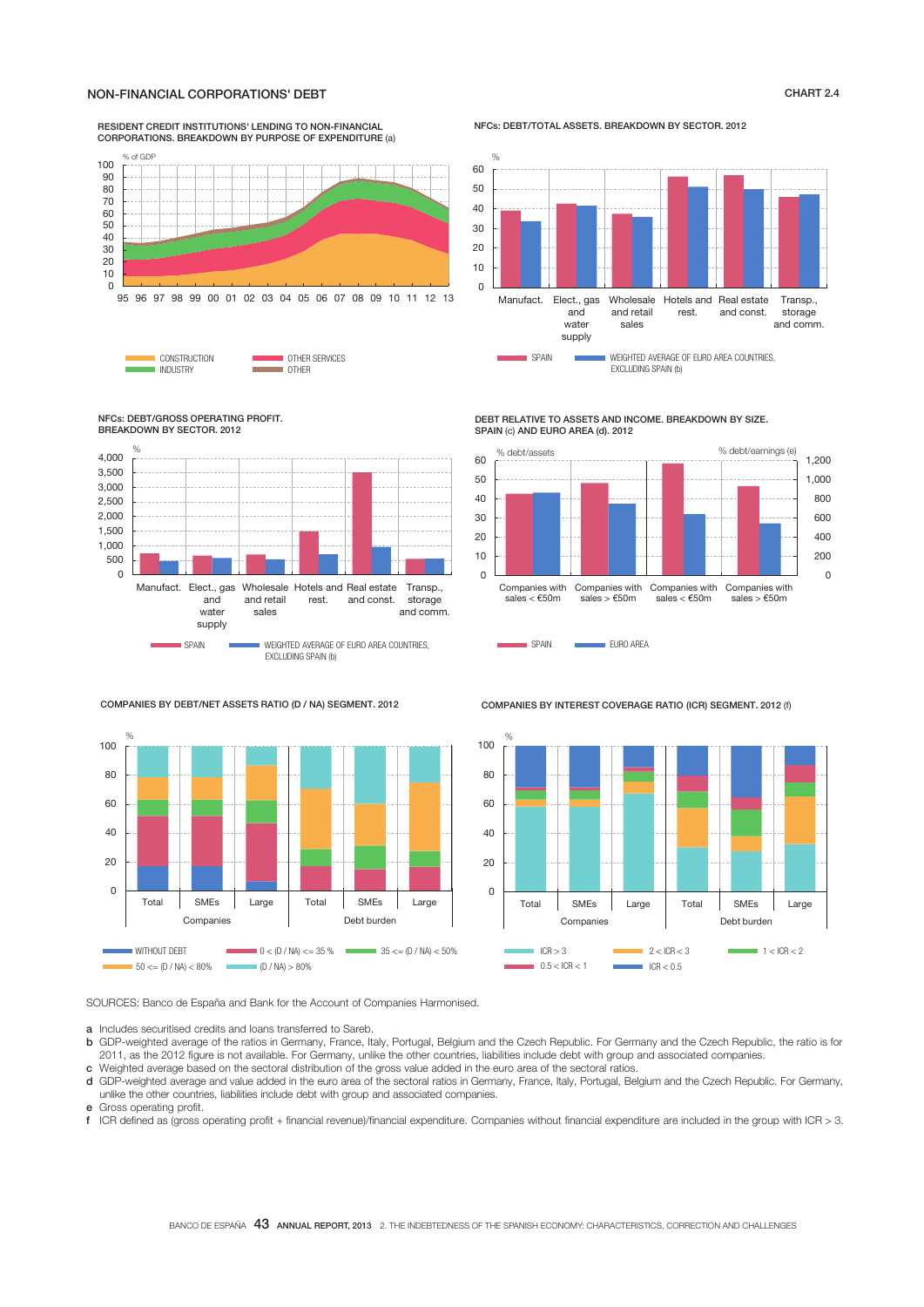## NON-FINANCIAL CORPORATIONS' DEBT

CHART 2.4

RESIDENT CREDIT INSTITUTIONS' LENDING TO NON-FINANCIAL CORPORATIONS. BREAKDOWN BY PURPOSE OF EXPENDITURE (a)

% of GDP

CONSTRUCTION · INDUSTRY · OTHER SERVICES · OTHER

NFCs: DEBT/TOTAL ASSETS. BREAKDOWN BY SECTOR. 2012

SPAIN · WEIGHTED AVERAGE OF EURO AREA COUNTRIES, EXCLUDING SPAIN (b)

NFCs: DEBT/GROSS OPERATING PROFIT. BREAKDOWN BY SECTOR. 2012

SPAIN · WEIGHTED AVERAGE OF EURO AREA COUNTRIES, EXCLUDING SPAIN (b)

DEBT RELATIVE TO ASSETS AND INCOME. BREAKDOWN BY SIZE. SPAIN (c) AND EURO AREA (d). 2012

SPAIN · EURO AREA

COMPANIES BY DEBT/NET ASSETS RATIO (D / NA) SEGMENT. 2012

WITHOUT DEBT · 0 < (D / NA) <= 35 % · 35 <= (D / NA) < 50% · 50 <= (D / NA) < 80% · (D / NA) > 80%

COMPANIES BY INTEREST COVERAGE RATIO (ICR) SEGMENT. 2012 (f)

ICR > 3 · 2 < ICR < 3 · 1 < ICR < 2 · 0.5 < ICR < 1 · ICR < 0.5

SOURCES: Banco de España and Bank for the Account of Companies Harmonised.

a Includes securitised credits and loans transferred to Sareb.
b GDP-weighted average of the ratios in Germany, France, Italy, Portugal, Belgium and the Czech Republic. For Germany and the Czech Republic, the ratio is for 2011, as the 2012 figure is not available. For Germany, unlike the other countries, liabilities include debt with group and associated companies.
c Weighted average based on the sectoral distribution of the gross value added in the euro area of the sectoral ratios.
d GDP-weighted average and value added in the euro area of the sectoral ratios in Germany, France, Italy, Portugal, Belgium and the Czech Republic. For Germany, unlike the other countries, liabilities include debt with group and associated companies.
e Gross operating profit.
f ICR defined as (gross operating profit + financial revenue)/financial expenditure. Companies without financial expenditure are included in the group with ICR > 3.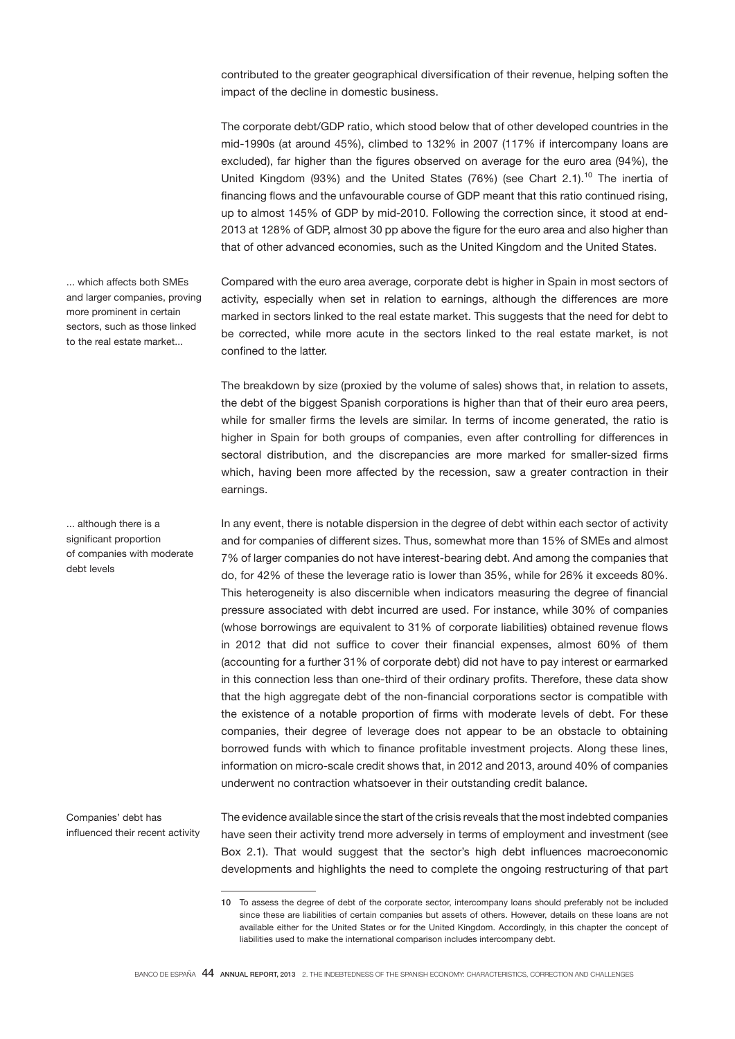contributed to the greater geographical diversification of their revenue, helping soften the impact of the decline in domestic business.

The corporate debt/GDP ratio, which stood below that of other developed countries in the mid-1990s (at around 45%), climbed to 132% in 2007 (117% if intercompany loans are excluded), far higher than the figures observed on average for the euro area (94%), the United Kingdom (93%) and the United States (76%) (see Chart 2.1).[10] The inertia of financing flows and the unfavourable course of GDP meant that this ratio continued rising, up to almost 145% of GDP by mid-2010. Following the correction since, it stood at end-2013 at 128% of GDP, almost 30 pp above the figure for the euro area and also higher than that of other advanced economies, such as the United Kingdom and the United States.

*... which affects both SMEs and larger companies, proving more prominent in certain sectors, such as those linked to the real estate market...*

Compared with the euro area average, corporate debt is higher in Spain in most sectors of activity, especially when set in relation to earnings, although the differences are more marked in sectors linked to the real estate market. This suggests that the need for debt to be corrected, while more acute in the sectors linked to the real estate market, is not confined to the latter.

The breakdown by size (proxied by the volume of sales) shows that, in relation to assets, the debt of the biggest Spanish corporations is higher than that of their euro area peers, while for smaller firms the levels are similar. In terms of income generated, the ratio is higher in Spain for both groups of companies, even after controlling for differences in sectoral distribution, and the discrepancies are more marked for smaller-sized firms which, having been more affected by the recession, saw a greater contraction in their earnings.

*... although there is a significant proportion of companies with moderate debt levels*

In any event, there is notable dispersion in the degree of debt within each sector of activity and for companies of different sizes. Thus, somewhat more than 15% of SMEs and almost 7% of larger companies do not have interest-bearing debt. And among the companies that do, for 42% of these the leverage ratio is lower than 35%, while for 26% it exceeds 80%. This heterogeneity is also discernible when indicators measuring the degree of financial pressure associated with debt incurred are used. For instance, while 30% of companies (whose borrowings are equivalent to 31% of corporate liabilities) obtained revenue flows in 2012 that did not suffice to cover their financial expenses, almost 60% of them (accounting for a further 31% of corporate debt) did not have to pay interest or earmarked in this connection less than one-third of their ordinary profits. Therefore, these data show that the high aggregate debt of the non-financial corporations sector is compatible with the existence of a notable proportion of firms with moderate levels of debt. For these companies, their degree of leverage does not appear to be an obstacle to obtaining borrowed funds with which to finance profitable investment projects. Along these lines, information on micro-scale credit shows that, in 2012 and 2013, around 40% of companies underwent no contraction whatsoever in their outstanding credit balance.

*Companies' debt has influenced their recent activity*

The evidence available since the start of the crisis reveals that the most indebted companies have seen their activity trend more adversely in terms of employment and investment (see Box 2.1). That would suggest that the sector's high debt influences macroeconomic developments and highlights the need to complete the ongoing restructuring of that part

---

10 To assess the degree of debt of the corporate sector, intercompany loans should preferably not be included since these are liabilities of certain companies but assets of others. However, details on these loans are not available either for the United States or for the United Kingdom. Accordingly, in this chapter the concept of liabilities used to make the international comparison includes intercompany debt.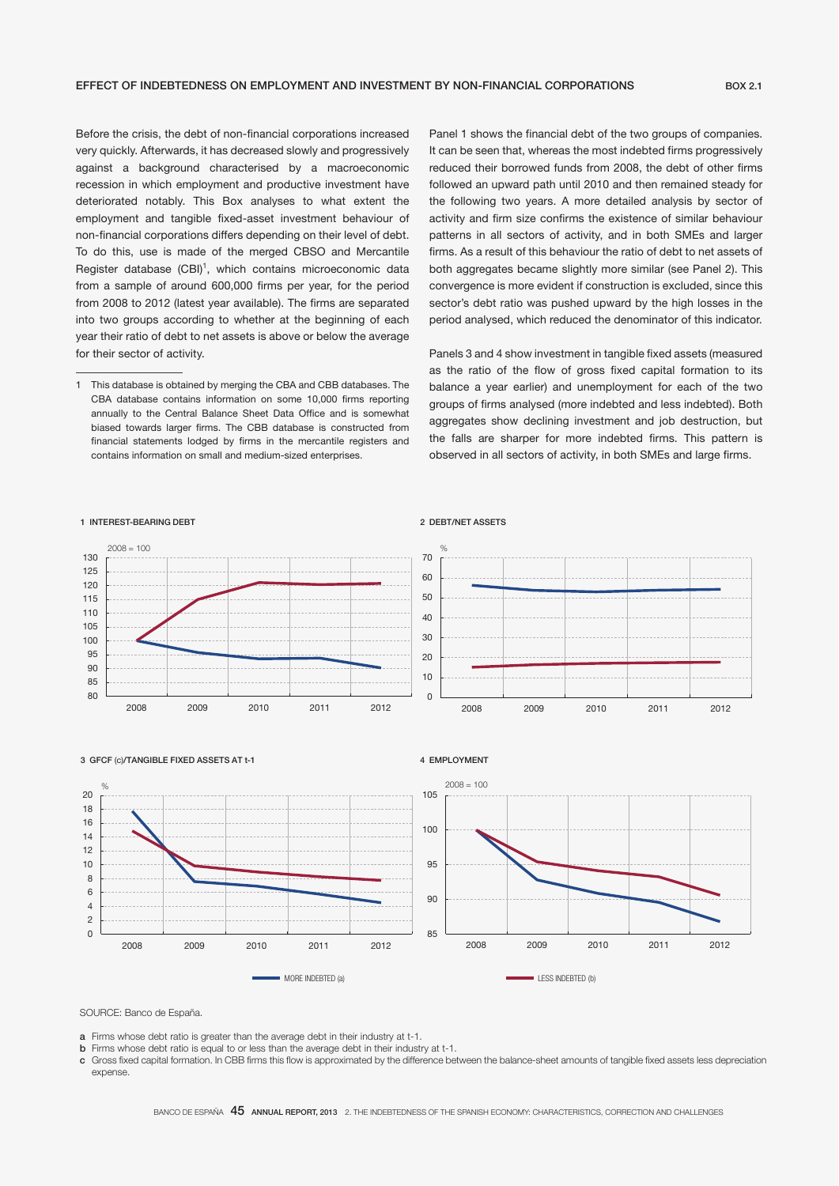## EFFECT OF INDEBTEDNESS ON EMPLOYMENT AND INVESTMENT BY NON-FINANCIAL CORPORATIONS

BOX 2.1

Before the crisis, the debt of non-financial corporations increased very quickly. Afterwards, it has decreased slowly and progressively against a background characterised by a macroeconomic recession in which employment and productive investment have deteriorated notably. This Box analyses to what extent the employment and tangible fixed-asset investment behaviour of non-financial corporations differs depending on their level of debt. To do this, use is made of the merged CBSO and Mercantile Register database (CBI)[1], which contains microeconomic data from a sample of around 600,000 firms per year, for the period from 2008 to 2012 (latest year available). The firms are separated into two groups according to whether at the beginning of each year their ratio of debt to net assets is above or below the average for their sector of activity.

Panel 1 shows the financial debt of the two groups of companies. It can be seen that, whereas the most indebted firms progressively reduced their borrowed funds from 2008, the debt of other firms followed an upward path until 2010 and then remained steady for the following two years. A more detailed analysis by sector of activity and firm size confirms the existence of similar behaviour patterns in all sectors of activity, and in both SMEs and larger firms. As a result of this behaviour the ratio of debt to net assets of both aggregates became slightly more similar (see Panel 2). This convergence is more evident if construction is excluded, since this sector's debt ratio was pushed upward by the high losses in the period analysed, which reduced the denominator of this indicator.

Panels 3 and 4 show investment in tangible fixed assets (measured as the ratio of the flow of gross fixed capital formation to its balance a year earlier) and unemployment for each of the two groups of firms analysed (more indebted and less indebted). Both aggregates show declining investment and job destruction, but the falls are sharper for more indebted firms. This pattern is observed in all sectors of activity, in both SMEs and large firms.

1 This database is obtained by merging the CBA and CBB databases. The CBA database contains information on some 10,000 firms reporting annually to the Central Balance Sheet Data Office and is somewhat biased towards larger firms. The CBB database is constructed from financial statements lodged by firms in the mercantile registers and contains information on small and medium-sized enterprises.

1 INTEREST-BEARING DEBT

2 DEBT/NET ASSETS

3 GFCF (c)/TANGIBLE FIXED ASSETS AT t-1

4 EMPLOYMENT

MORE INDEBTED (a) — LESS INDEBTED (b)

SOURCE: Banco de España.

a Firms whose debt ratio is greater than the average debt in their industry at t-1.
b Firms whose debt ratio is equal to or less than the average debt in their industry at t-1.
c Gross fixed capital formation. In CBB firms this flow is approximated by the difference between the balance-sheet amounts of tangible fixed assets less depreciation expense.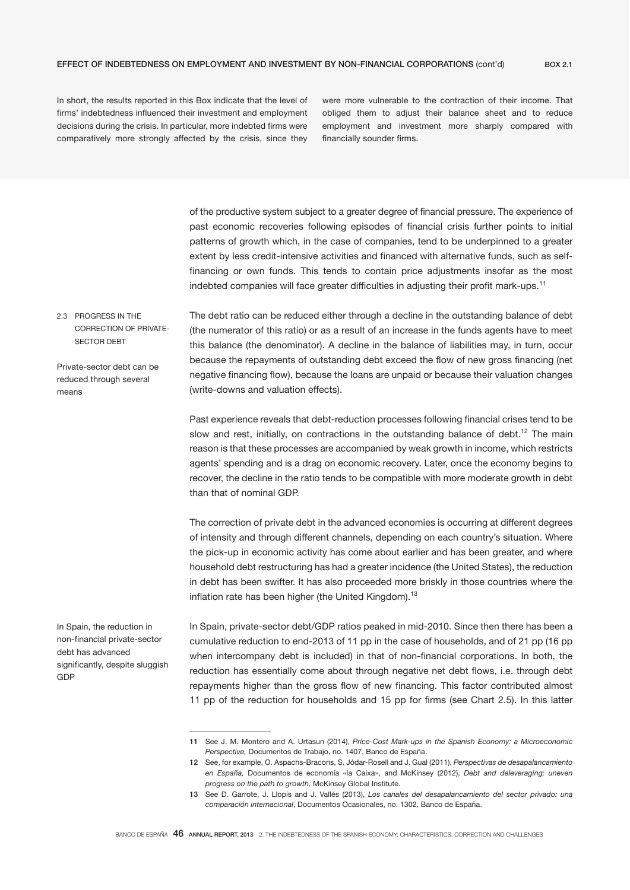**EFFECT OF INDEBTEDNESS ON EMPLOYMENT AND INVESTMENT BY NON-FINANCIAL CORPORATIONS** (cont'd) **BOX 2.1**

In short, the results reported in this Box indicate that the level of firms' indebtedness influenced their investment and employment decisions during the crisis. In particular, more indebted firms were comparatively more strongly affected by the crisis, since they were more vulnerable to the contraction of their income. That obliged them to adjust their balance sheet and to reduce employment and investment more sharply compared with financially sounder firms.

of the productive system subject to a greater degree of financial pressure. The experience of past economic recoveries following episodes of financial crisis further points to initial patterns of growth which, in the case of companies, tend to be underpinned to a greater extent by less credit-intensive activities and financed with alternative funds, such as self-financing or own funds. This tends to contain price adjustments insofar as the most indebted companies will face greater difficulties in adjusting their profit mark-ups.[11]

## 2.3 PROGRESS IN THE CORRECTION OF PRIVATE-SECTOR DEBT

Private-sector debt can be reduced through several means

The debt ratio can be reduced either through a decline in the outstanding balance of debt (the numerator of this ratio) or as a result of an increase in the funds agents have to meet this balance (the denominator). A decline in the balance of liabilities may, in turn, occur because the repayments of outstanding debt exceed the flow of new gross financing (net negative financing flow), because the loans are unpaid or because their valuation changes (write-downs and valuation effects).

Past experience reveals that debt-reduction processes following financial crises tend to be slow and rest, initially, on contractions in the outstanding balance of debt.[12] The main reason is that these processes are accompanied by weak growth in income, which restricts agents' spending and is a drag on economic recovery. Later, once the economy begins to recover, the decline in the ratio tends to be compatible with more moderate growth in debt than that of nominal GDP.

The correction of private debt in the advanced economies is occurring at different degrees of intensity and through different channels, depending on each country's situation. Where the pick-up in economic activity has come about earlier and has been greater, and where household debt restructuring has had a greater incidence (the United States), the reduction in debt has been swifter. It has also proceeded more briskly in those countries where the inflation rate has been higher (the United Kingdom).[13]

In Spain, the reduction in non-financial private-sector debt has advanced significantly, despite sluggish GDP

In Spain, private-sector debt/GDP ratios peaked in mid-2010. Since then there has been a cumulative reduction to end-2013 of 11 pp in the case of households, and of 21 pp (16 pp when intercompany debt is included) in that of non-financial corporations. In both, the reduction has essentially come about through negative net debt flows, i.e. through debt repayments higher than the gross flow of new financing. This factor contributed almost 11 pp of the reduction for households and 15 pp for firms (see Chart 2.5). In this latter

---

11 See J. M. Montero and A. Urtasun (2014), *Price-Cost Mark-ups in the Spanish Economy: a Microeconomic Perspective,* Documentos de Trabajo, no. 1407, Banco de España.

12 See, for example, O. Aspachs-Bracons, S. Jódar-Rosell and J. Gual (2011), *Perspectivas de desapalancamiento en España,* Documentos de economía «la Caixa», and McKinsey (2012), *Debt and deleveraging: uneven progress on the path to growth,* McKinsey Global Institute.

13 See D. Garrote, J. Llopis and J. Vallés (2013), *Los canales del desapalancamiento del sector privado: una comparación internacional*, Documentos Ocasionales, no. 1302, Banco de España.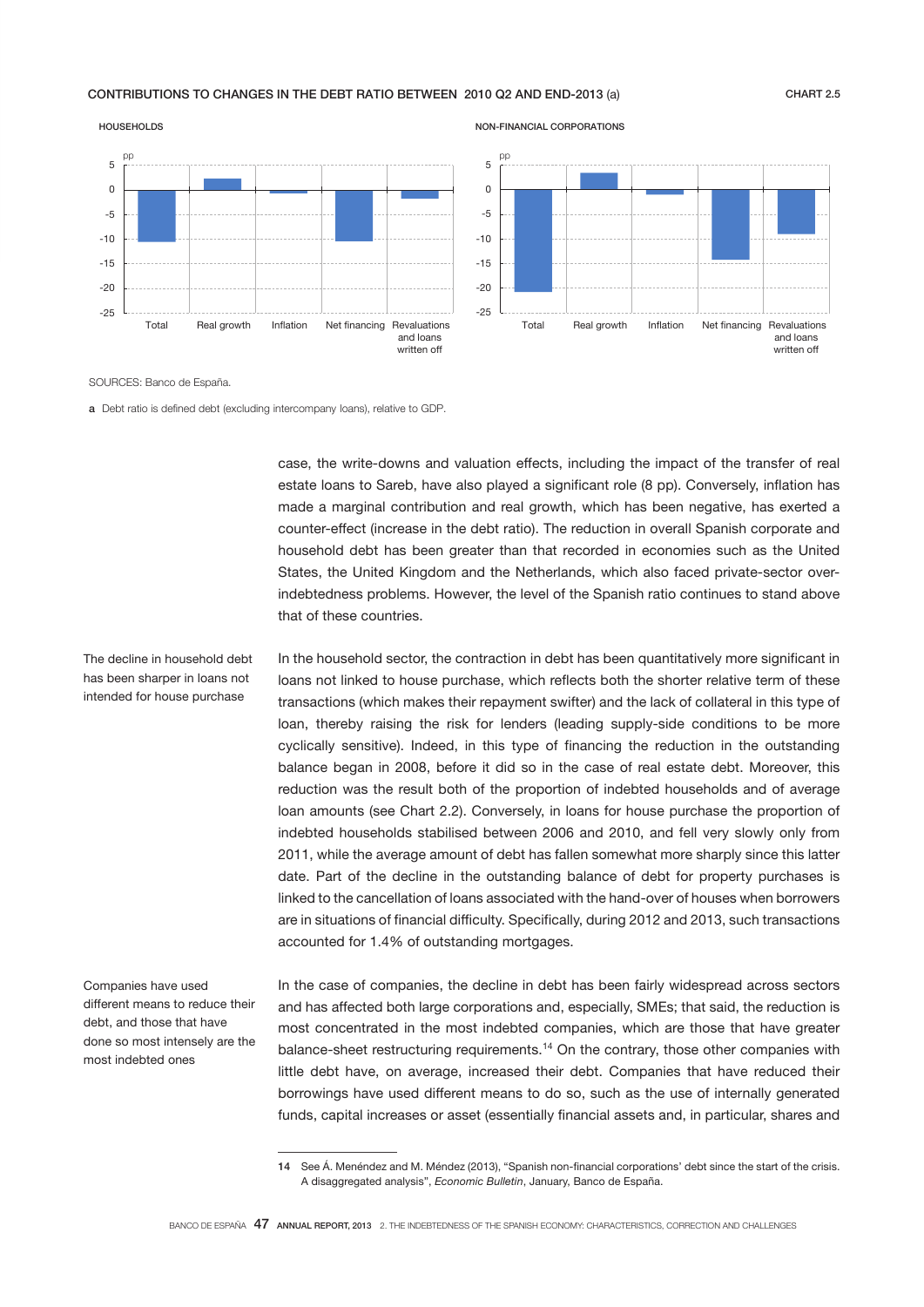**CONTRIBUTIONS TO CHANGES IN THE DEBT RATIO BETWEEN 2010 Q2 AND END-2013 (a)** CHART 2.5

HOUSEHOLDS

NON-FINANCIAL CORPORATIONS

SOURCES: Banco de España.

**a** Debt ratio is defined debt (excluding intercompany loans), relative to GDP.

case, the write-downs and valuation effects, including the impact of the transfer of real estate loans to Sareb, have also played a significant role (8 pp). Conversely, inflation has made a marginal contribution and real growth, which has been negative, has exerted a counter-effect (increase in the debt ratio). The reduction in overall Spanish corporate and household debt has been greater than that recorded in economies such as the United States, the United Kingdom and the Netherlands, which also faced private-sector over-indebtedness problems. However, the level of the Spanish ratio continues to stand above that of these countries.

*The decline in household debt has been sharper in loans not intended for house purchase*

In the household sector, the contraction in debt has been quantitatively more significant in loans not linked to house purchase, which reflects both the shorter relative term of these transactions (which makes their repayment swifter) and the lack of collateral in this type of loan, thereby raising the risk for lenders (leading supply-side conditions to be more cyclically sensitive). Indeed, in this type of financing the reduction in the outstanding balance began in 2008, before it did so in the case of real estate debt. Moreover, this reduction was the result both of the proportion of indebted households and of average loan amounts (see Chart 2.2). Conversely, in loans for house purchase the proportion of indebted households stabilised between 2006 and 2010, and fell very slowly only from 2011, while the average amount of debt has fallen somewhat more sharply since this latter date. Part of the decline in the outstanding balance of debt for property purchases is linked to the cancellation of loans associated with the hand-over of houses when borrowers are in situations of financial difficulty. Specifically, during 2012 and 2013, such transactions accounted for 1.4% of outstanding mortgages.

*Companies have used different means to reduce their debt, and those that have done so most intensely are the most indebted ones*

In the case of companies, the decline in debt has been fairly widespread across sectors and has affected both large corporations and, especially, SMEs; that said, the reduction is most concentrated in the most indebted companies, which are those that have greater balance-sheet restructuring requirements.[14] On the contrary, those other companies with little debt have, on average, increased their debt. Companies that have reduced their borrowings have used different means to do so, such as the use of internally generated funds, capital increases or asset (essentially financial assets and, in particular, shares and

14 See Á. Menéndez and M. Méndez (2013), "Spanish non-financial corporations' debt since the start of the crisis. A disaggregated analysis", *Economic Bulletin*, January, Banco de España.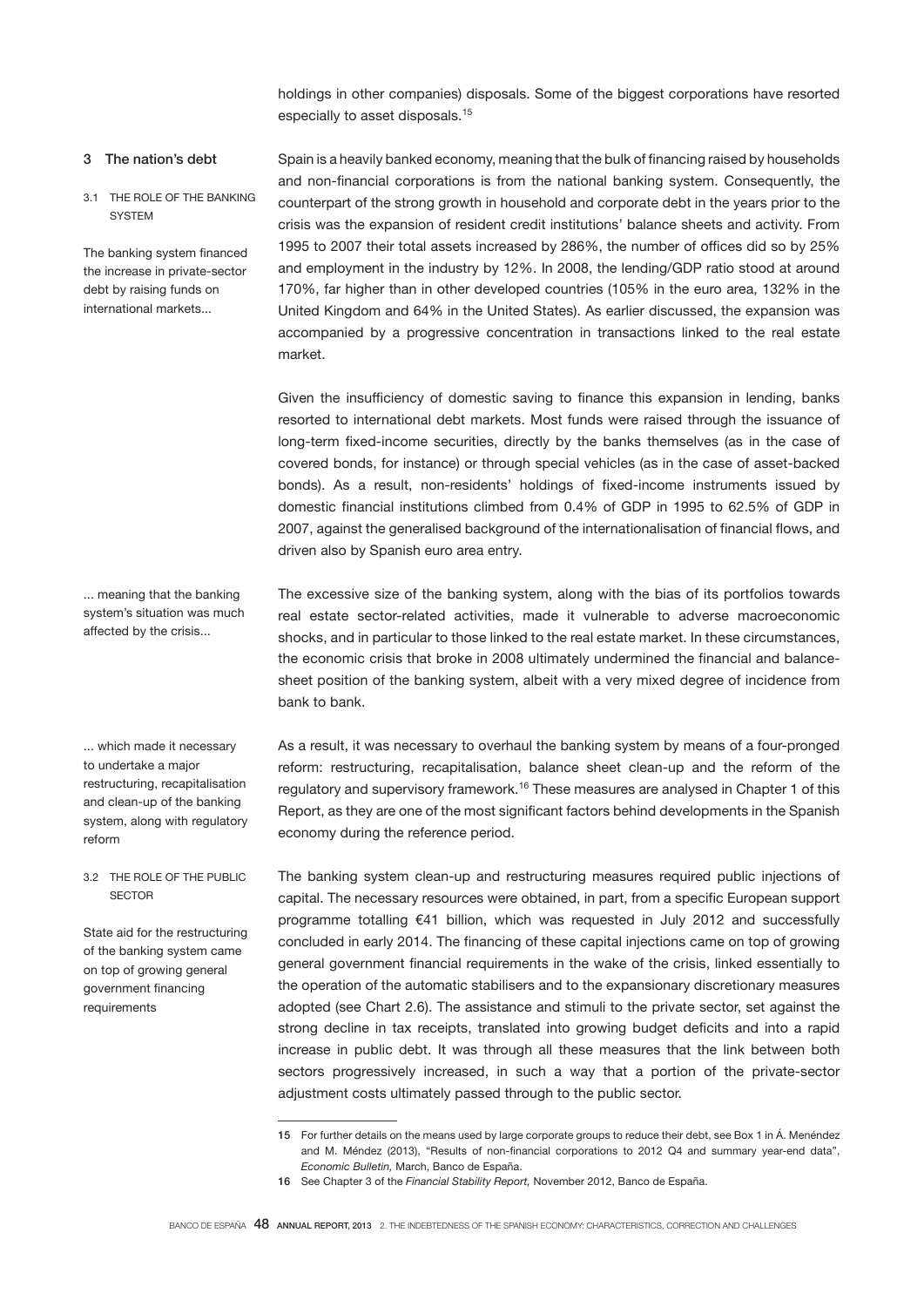holdings in other companies) disposals. Some of the biggest corporations have resorted especially to asset disposals.[15]

## 3 The nation's debt

### 3.1 THE ROLE OF THE BANKING SYSTEM

*The banking system financed the increase in private-sector debt by raising funds on international markets...*

Spain is a heavily banked economy, meaning that the bulk of financing raised by households and non-financial corporations is from the national banking system. Consequently, the counterpart of the strong growth in household and corporate debt in the years prior to the crisis was the expansion of resident credit institutions' balance sheets and activity. From 1995 to 2007 their total assets increased by 286%, the number of offices did so by 25% and employment in the industry by 12%. In 2008, the lending/GDP ratio stood at around 170%, far higher than in other developed countries (105% in the euro area, 132% in the United Kingdom and 64% in the United States). As earlier discussed, the expansion was accompanied by a progressive concentration in transactions linked to the real estate market.

Given the insufficiency of domestic saving to finance this expansion in lending, banks resorted to international debt markets. Most funds were raised through the issuance of long-term fixed-income securities, directly by the banks themselves (as in the case of covered bonds, for instance) or through special vehicles (as in the case of asset-backed bonds). As a result, non-residents' holdings of fixed-income instruments issued by domestic financial institutions climbed from 0.4% of GDP in 1995 to 62.5% of GDP in 2007, against the generalised background of the internationalisation of financial flows, and driven also by Spanish euro area entry.

*... meaning that the banking system's situation was much affected by the crisis...*

The excessive size of the banking system, along with the bias of its portfolios towards real estate sector-related activities, made it vulnerable to adverse macroeconomic shocks, and in particular to those linked to the real estate market. In these circumstances, the economic crisis that broke in 2008 ultimately undermined the financial and balance-sheet position of the banking system, albeit with a very mixed degree of incidence from bank to bank.

*... which made it necessary to undertake a major restructuring, recapitalisation and clean-up of the banking system, along with regulatory reform*

As a result, it was necessary to overhaul the banking system by means of a four-pronged reform: restructuring, recapitalisation, balance sheet clean-up and the reform of the regulatory and supervisory framework.[16] These measures are analysed in Chapter 1 of this Report, as they are one of the most significant factors behind developments in the Spanish economy during the reference period.

### 3.2 THE ROLE OF THE PUBLIC SECTOR

*State aid for the restructuring of the banking system came on top of growing general government financing requirements*

The banking system clean-up and restructuring measures required public injections of capital. The necessary resources were obtained, in part, from a specific European support programme totalling €41 billion, which was requested in July 2012 and successfully concluded in early 2014. The financing of these capital injections came on top of growing general government financial requirements in the wake of the crisis, linked essentially to the operation of the automatic stabilisers and to the expansionary discretionary measures adopted (see Chart 2.6). The assistance and stimuli to the private sector, set against the strong decline in tax receipts, translated into growing budget deficits and into a rapid increase in public debt. It was through all these measures that the link between both sectors progressively increased, in such a way that a portion of the private-sector adjustment costs ultimately passed through to the public sector.

---

15 For further details on the means used by large corporate groups to reduce their debt, see Box 1 in Á. Menéndez and M. Méndez (2013), "Results of non-financial corporations to 2012 Q4 and summary year-end data", *Economic Bulletin,* March, Banco de España.

16 See Chapter 3 of the *Financial Stability Report,* November 2012, Banco de España.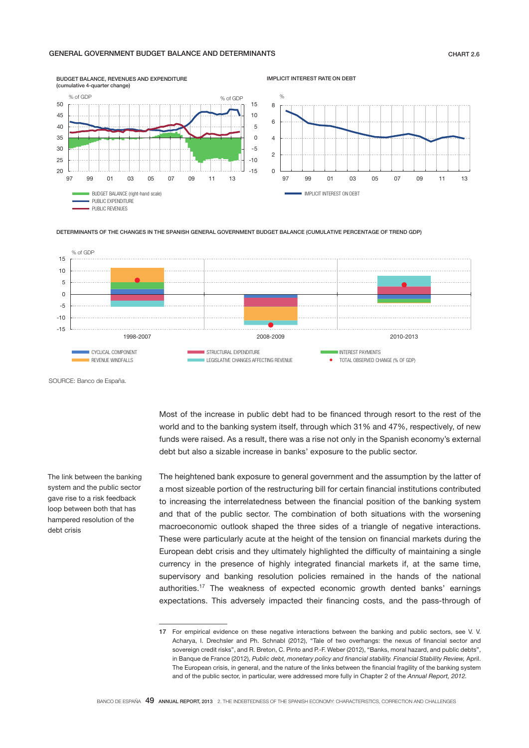GENERAL GOVERNMENT BUDGET BALANCE AND DETERMINANTS

CHART 2.6

BUDGET BALANCE, REVENUES AND EXPENDITURE (cumulative 4-quarter change)

% of GDP

- BUDGET BALANCE (right-hand scale)
- PUBLIC EXPENDITURE
- PUBLIC REVENUES

IMPLICIT INTEREST RATE ON DEBT

%

- IMPLICIT INTEREST ON DEBT

DETERMINANTS OF THE CHANGES IN THE SPANISH GENERAL GOVERNMENT BUDGET BALANCE (CUMULATIVE PERCENTAGE OF TREND GDP)

% of GDP

1998-2007 | 2008-2009 | 2010-2013

- CYCLICAL COMPONENT
- REVENUE WINDFALLS
- STRUCTURAL EXPENDITURE
- LEGISLATIVE CHANGES AFFECTING REVENUE
- INTEREST PAYMENTS
- TOTAL OBSERVED CHANGE (% OF GDP)

SOURCE: Banco de España.

Most of the increase in public debt had to be financed through resort to the rest of the world and to the banking system itself, through which 31% and 47%, respectively, of new funds were raised. As a result, there was a rise not only in the Spanish economy's external debt but also a sizable increase in banks' exposure to the public sector.

*The link between the banking system and the public sector gave rise to a risk feedback loop between both that has hampered resolution of the debt crisis*

The heightened bank exposure to general government and the assumption by the latter of a most sizeable portion of the restructuring bill for certain financial institutions contributed to increasing the interrelatedness between the financial position of the banking system and that of the public sector. The combination of both situations with the worsening macroeconomic outlook shaped the three sides of a triangle of negative interactions. These were particularly acute at the height of the tension on financial markets during the European debt crisis and they ultimately highlighted the difficulty of maintaining a single currency in the presence of highly integrated financial markets if, at the same time, supervisory and banking resolution policies remained in the hands of the national authorities.[17] The weakness of expected economic growth dented banks' earnings expectations. This adversely impacted their financing costs, and the pass-through of

---

17 For empirical evidence on these negative interactions between the banking and public sectors, see V. V. Acharya, I. Drechsler and Ph. Schnabl (2012), "Tale of two overhangs: the nexus of financial sector and sovereign credit risks", and R. Breton, C. Pinto and P.-F. Weber (2012), "Banks, moral hazard, and public debts", in Banque de France (2012), *Public debt, monetary policy and financial stability. Financial Stability Review,* April. The European crisis, in general, and the nature of the links between the financial fragility of the banking system and of the public sector, in particular, were addressed more fully in Chapter 2 of the *Annual Report, 2012*.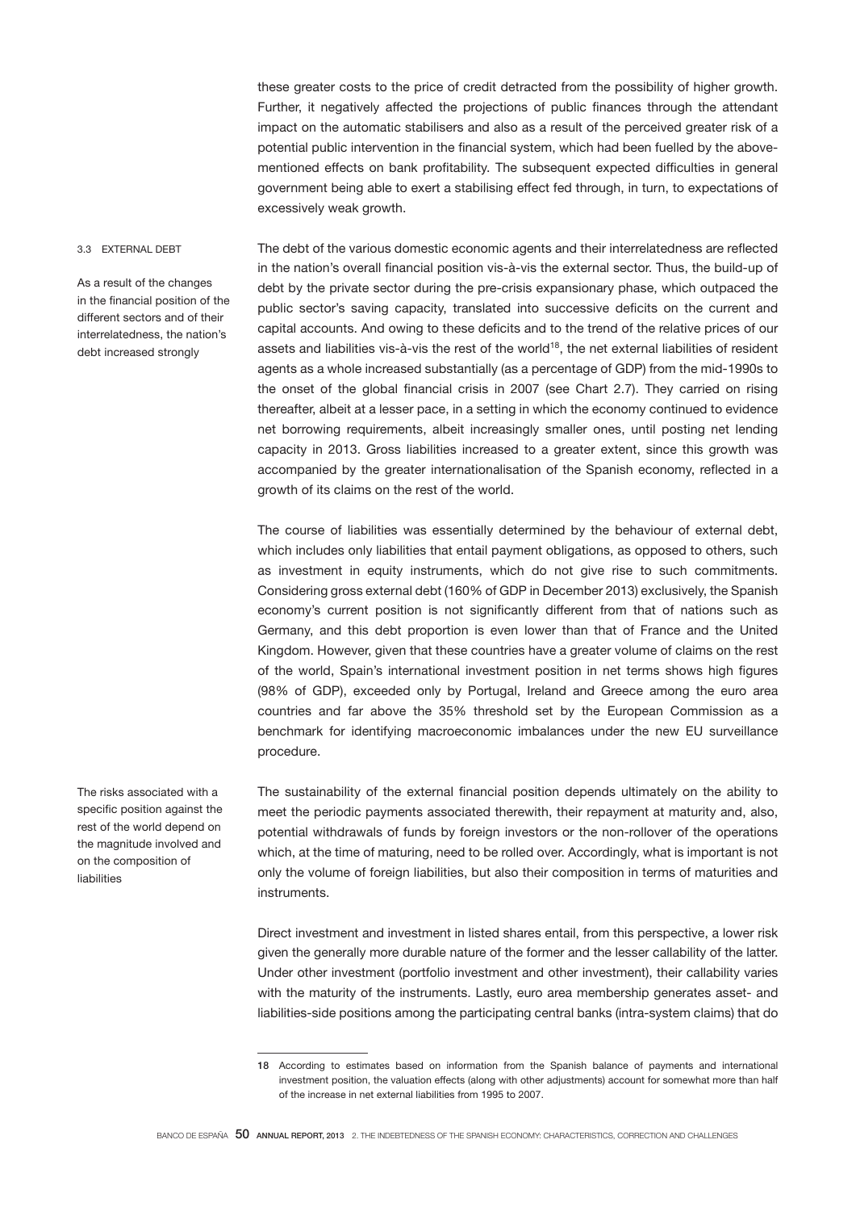these greater costs to the price of credit detracted from the possibility of higher growth. Further, it negatively affected the projections of public finances through the attendant impact on the automatic stabilisers and also as a result of the perceived greater risk of a potential public intervention in the financial system, which had been fuelled by the above-mentioned effects on bank profitability. The subsequent expected difficulties in general government being able to exert a stabilising effect fed through, in turn, to expectations of excessively weak growth.

### 3.3 EXTERNAL DEBT

*As a result of the changes in the financial position of the different sectors and of their interrelatedness, the nation's debt increased strongly*

The debt of the various domestic economic agents and their interrelatedness are reflected in the nation's overall financial position vis-à-vis the external sector. Thus, the build-up of debt by the private sector during the pre-crisis expansionary phase, which outpaced the public sector's saving capacity, translated into successive deficits on the current and capital accounts. And owing to these deficits and to the trend of the relative prices of our assets and liabilities vis-à-vis the rest of the world[18], the net external liabilities of resident agents as a whole increased substantially (as a percentage of GDP) from the mid-1990s to the onset of the global financial crisis in 2007 (see Chart 2.7). They carried on rising thereafter, albeit at a lesser pace, in a setting in which the economy continued to evidence net borrowing requirements, albeit increasingly smaller ones, until posting net lending capacity in 2013. Gross liabilities increased to a greater extent, since this growth was accompanied by the greater internationalisation of the Spanish economy, reflected in a growth of its claims on the rest of the world.

The course of liabilities was essentially determined by the behaviour of external debt, which includes only liabilities that entail payment obligations, as opposed to others, such as investment in equity instruments, which do not give rise to such commitments. Considering gross external debt (160% of GDP in December 2013) exclusively, the Spanish economy's current position is not significantly different from that of nations such as Germany, and this debt proportion is even lower than that of France and the United Kingdom. However, given that these countries have a greater volume of claims on the rest of the world, Spain's international investment position in net terms shows high figures (98% of GDP), exceeded only by Portugal, Ireland and Greece among the euro area countries and far above the 35% threshold set by the European Commission as a benchmark for identifying macroeconomic imbalances under the new EU surveillance procedure.

*The risks associated with a specific position against the rest of the world depend on the magnitude involved and on the composition of liabilities*

The sustainability of the external financial position depends ultimately on the ability to meet the periodic payments associated therewith, their repayment at maturity and, also, potential withdrawals of funds by foreign investors or the non-rollover of the operations which, at the time of maturing, need to be rolled over. Accordingly, what is important is not only the volume of foreign liabilities, but also their composition in terms of maturities and instruments.

Direct investment and investment in listed shares entail, from this perspective, a lower risk given the generally more durable nature of the former and the lesser callability of the latter. Under other investment (portfolio investment and other investment), their callability varies with the maturity of the instruments. Lastly, euro area membership generates asset- and liabilities-side positions among the participating central banks (intra-system claims) that do

---

18 According to estimates based on information from the Spanish balance of payments and international investment position, the valuation effects (along with other adjustments) account for somewhat more than half of the increase in net external liabilities from 1995 to 2007.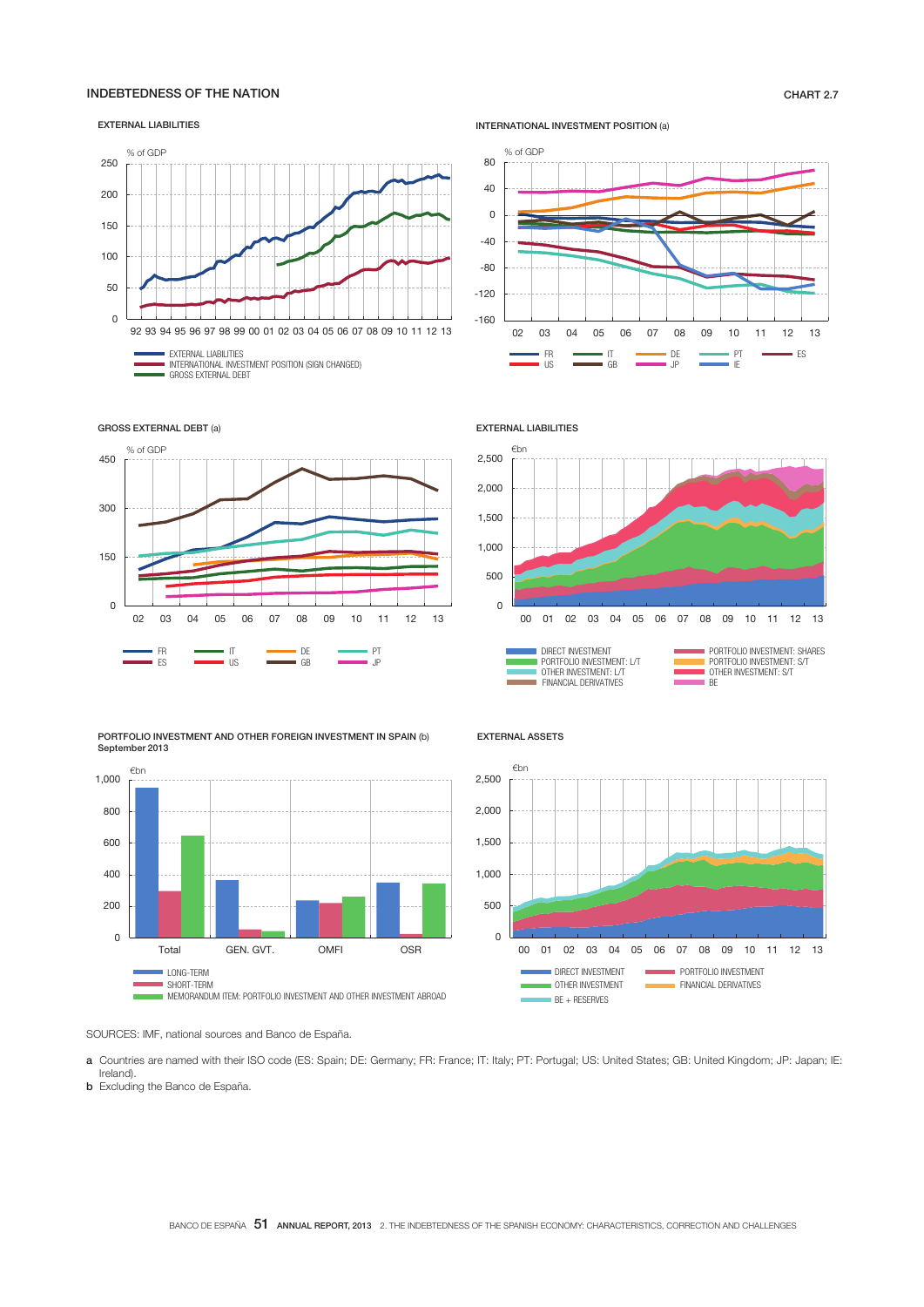## INDEBTEDNESS OF THE NATION

CHART 2.7

### EXTERNAL LIABILITIES

% of GDP

- EXTERNAL LIABILITIES
- INTERNATIONAL INVESTMENT POSITION (SIGN CHANGED)
- GROSS EXTERNAL DEBT

### INTERNATIONAL INVESTMENT POSITION (a)

% of GDP

FR, US, IT, GB, DE, JP, PT, IE, ES

### GROSS EXTERNAL DEBT (a)

% of GDP

FR, ES, IT, US, DE, GB, PT, JP

### EXTERNAL LIABILITIES

€bn

- DIRECT INVESTMENT
- PORTFOLIO INVESTMENT: L/T
- OTHER INVESTMENT: L/T
- FINANCIAL DERIVATIVES
- PORTFOLIO INVESTMENT: SHARES
- PORTFOLIO INVESTMENT: S/T
- OTHER INVESTMENT: S/T
- BE

### PORTFOLIO INVESTMENT AND OTHER FOREIGN INVESTMENT IN SPAIN (b)
September 2013

€bn

Total, GEN. GVT., OMFI, OSR

- LONG-TERM
- SHORT-TERM
- MEMORANDUM ITEM: PORTFOLIO INVESTMENT AND OTHER INVESTMENT ABROAD

### EXTERNAL ASSETS

€bn

- DIRECT INVESTMENT
- OTHER INVESTMENT
- BE + RESERVES
- PORTFOLIO INVESTMENT
- FINANCIAL DERIVATIVES

SOURCES: IMF, national sources and Banco de España.

**a** Countries are named with their ISO code (ES: Spain; DE: Germany; FR: France; IT: Italy; PT: Portugal; US: United States; GB: United Kingdom; JP: Japan; IE: Ireland).

**b** Excluding the Banco de España.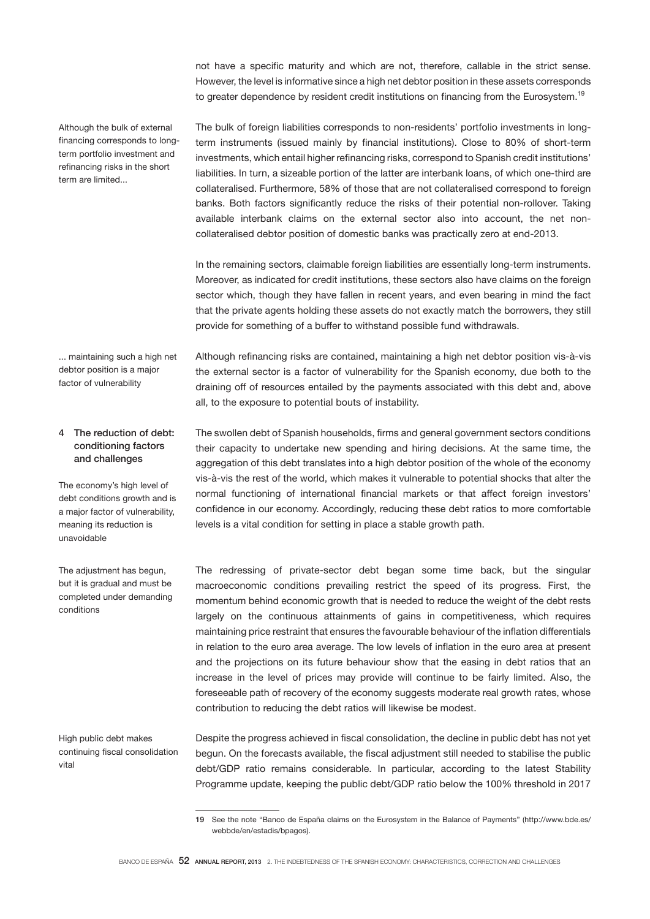not have a specific maturity and which are not, therefore, callable in the strict sense. However, the level is informative since a high net debtor position in these assets corresponds to greater dependence by resident credit institutions on financing from the Eurosystem.[19]

*Although the bulk of external financing corresponds to long-term portfolio investment and refinancing risks in the short term are limited...*

The bulk of foreign liabilities corresponds to non-residents' portfolio investments in long-term instruments (issued mainly by financial institutions). Close to 80% of short-term investments, which entail higher refinancing risks, correspond to Spanish credit institutions' liabilities. In turn, a sizeable portion of the latter are interbank loans, of which one-third are collateralised. Furthermore, 58% of those that are not collateralised correspond to foreign banks. Both factors significantly reduce the risks of their potential non-rollover. Taking available interbank claims on the external sector also into account, the net non-collateralised debtor position of domestic banks was practically zero at end-2013.

In the remaining sectors, claimable foreign liabilities are essentially long-term instruments. Moreover, as indicated for credit institutions, these sectors also have claims on the foreign sector which, though they have fallen in recent years, and even bearing in mind the fact that the private agents holding these assets do not exactly match the borrowers, they still provide for something of a buffer to withstand possible fund withdrawals.

*... maintaining such a high net debtor position is a major factor of vulnerability*

Although refinancing risks are contained, maintaining a high net debtor position vis-à-vis the external sector is a factor of vulnerability for the Spanish economy, due both to the draining off of resources entailed by the payments associated with this debt and, above all, to the exposure to potential bouts of instability.

## 4 The reduction of debt: conditioning factors and challenges

*The economy's high level of debt conditions growth and is a major factor of vulnerability, meaning its reduction is unavoidable*

The swollen debt of Spanish households, firms and general government sectors conditions their capacity to undertake new spending and hiring decisions. At the same time, the aggregation of this debt translates into a high debtor position of the whole of the economy vis-à-vis the rest of the world, which makes it vulnerable to potential shocks that alter the normal functioning of international financial markets or that affect foreign investors' confidence in our economy. Accordingly, reducing these debt ratios to more comfortable levels is a vital condition for setting in place a stable growth path.

*The adjustment has begun, but it is gradual and must be completed under demanding conditions*

The redressing of private-sector debt began some time back, but the singular macroeconomic conditions prevailing restrict the speed of its progress. First, the momentum behind economic growth that is needed to reduce the weight of the debt rests largely on the continuous attainments of gains in competitiveness, which requires maintaining price restraint that ensures the favourable behaviour of the inflation differentials in relation to the euro area average. The low levels of inflation in the euro area at present and the projections on its future behaviour show that the easing in debt ratios that an increase in the level of prices may provide will continue to be fairly limited. Also, the foreseeable path of recovery of the economy suggests moderate real growth rates, whose contribution to reducing the debt ratios will likewise be modest.

*High public debt makes continuing fiscal consolidation vital*

Despite the progress achieved in fiscal consolidation, the decline in public debt has not yet begun. On the forecasts available, the fiscal adjustment still needed to stabilise the public debt/GDP ratio remains considerable. In particular, according to the latest Stability Programme update, keeping the public debt/GDP ratio below the 100% threshold in 2017

---

19 See the note "Banco de España claims on the Eurosystem in the Balance of Payments" (http://www.bde.es/webbde/en/estadis/bpagos).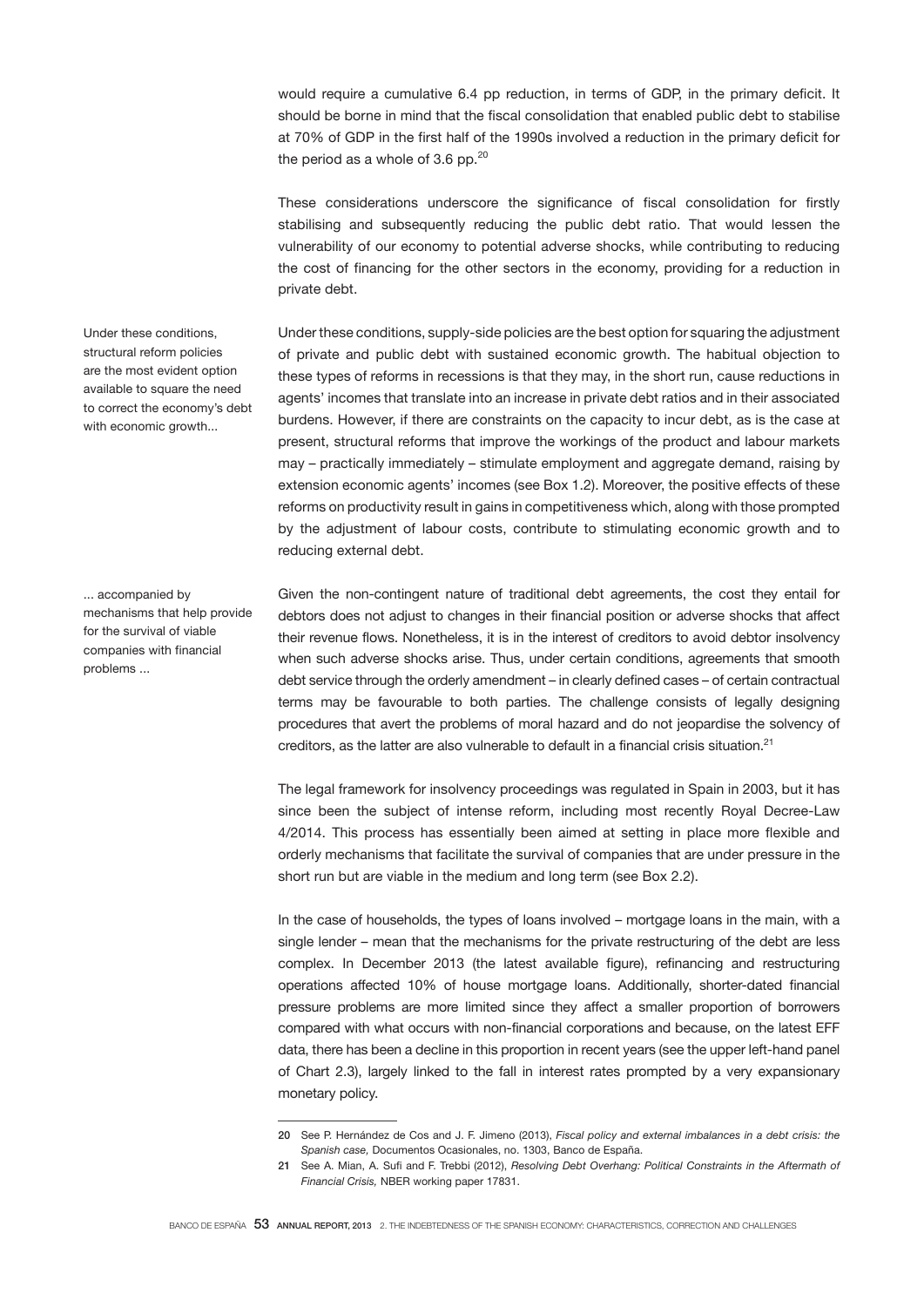would require a cumulative 6.4 pp reduction, in terms of GDP, in the primary deficit. It should be borne in mind that the fiscal consolidation that enabled public debt to stabilise at 70% of GDP in the first half of the 1990s involved a reduction in the primary deficit for the period as a whole of 3.6 pp.[20]

These considerations underscore the significance of fiscal consolidation for firstly stabilising and subsequently reducing the public debt ratio. That would lessen the vulnerability of our economy to potential adverse shocks, while contributing to reducing the cost of financing for the other sectors in the economy, providing for a reduction in private debt.

Under these conditions, structural reform policies are the most evident option available to square the need to correct the economy's debt with economic growth...

Under these conditions, supply-side policies are the best option for squaring the adjustment of private and public debt with sustained economic growth. The habitual objection to these types of reforms in recessions is that they may, in the short run, cause reductions in agents' incomes that translate into an increase in private debt ratios and in their associated burdens. However, if there are constraints on the capacity to incur debt, as is the case at present, structural reforms that improve the workings of the product and labour markets may – practically immediately – stimulate employment and aggregate demand, raising by extension economic agents' incomes (see Box 1.2). Moreover, the positive effects of these reforms on productivity result in gains in competitiveness which, along with those prompted by the adjustment of labour costs, contribute to stimulating economic growth and to reducing external debt.

... accompanied by mechanisms that help provide for the survival of viable companies with financial problems ...

Given the non-contingent nature of traditional debt agreements, the cost they entail for debtors does not adjust to changes in their financial position or adverse shocks that affect their revenue flows. Nonetheless, it is in the interest of creditors to avoid debtor insolvency when such adverse shocks arise. Thus, under certain conditions, agreements that smooth debt service through the orderly amendment – in clearly defined cases – of certain contractual terms may be favourable to both parties. The challenge consists of legally designing procedures that avert the problems of moral hazard and do not jeopardise the solvency of creditors, as the latter are also vulnerable to default in a financial crisis situation.[21]

The legal framework for insolvency proceedings was regulated in Spain in 2003, but it has since been the subject of intense reform, including most recently Royal Decree-Law 4/2014. This process has essentially been aimed at setting in place more flexible and orderly mechanisms that facilitate the survival of companies that are under pressure in the short run but are viable in the medium and long term (see Box 2.2).

In the case of households, the types of loans involved – mortgage loans in the main, with a single lender – mean that the mechanisms for the private restructuring of the debt are less complex. In December 2013 (the latest available figure), refinancing and restructuring operations affected 10% of house mortgage loans. Additionally, shorter-dated financial pressure problems are more limited since they affect a smaller proportion of borrowers compared with what occurs with non-financial corporations and because, on the latest EFF data, there has been a decline in this proportion in recent years (see the upper left-hand panel of Chart 2.3), largely linked to the fall in interest rates prompted by a very expansionary monetary policy.

---

20 See P. Hernández de Cos and J. F. Jimeno (2013), *Fiscal policy and external imbalances in a debt crisis: the Spanish case,* Documentos Ocasionales, no. 1303, Banco de España.

21 See A. Mian, A. Sufi and F. Trebbi (2012), *Resolving Debt Overhang: Political Constraints in the Aftermath of Financial Crisis,* NBER working paper 17831.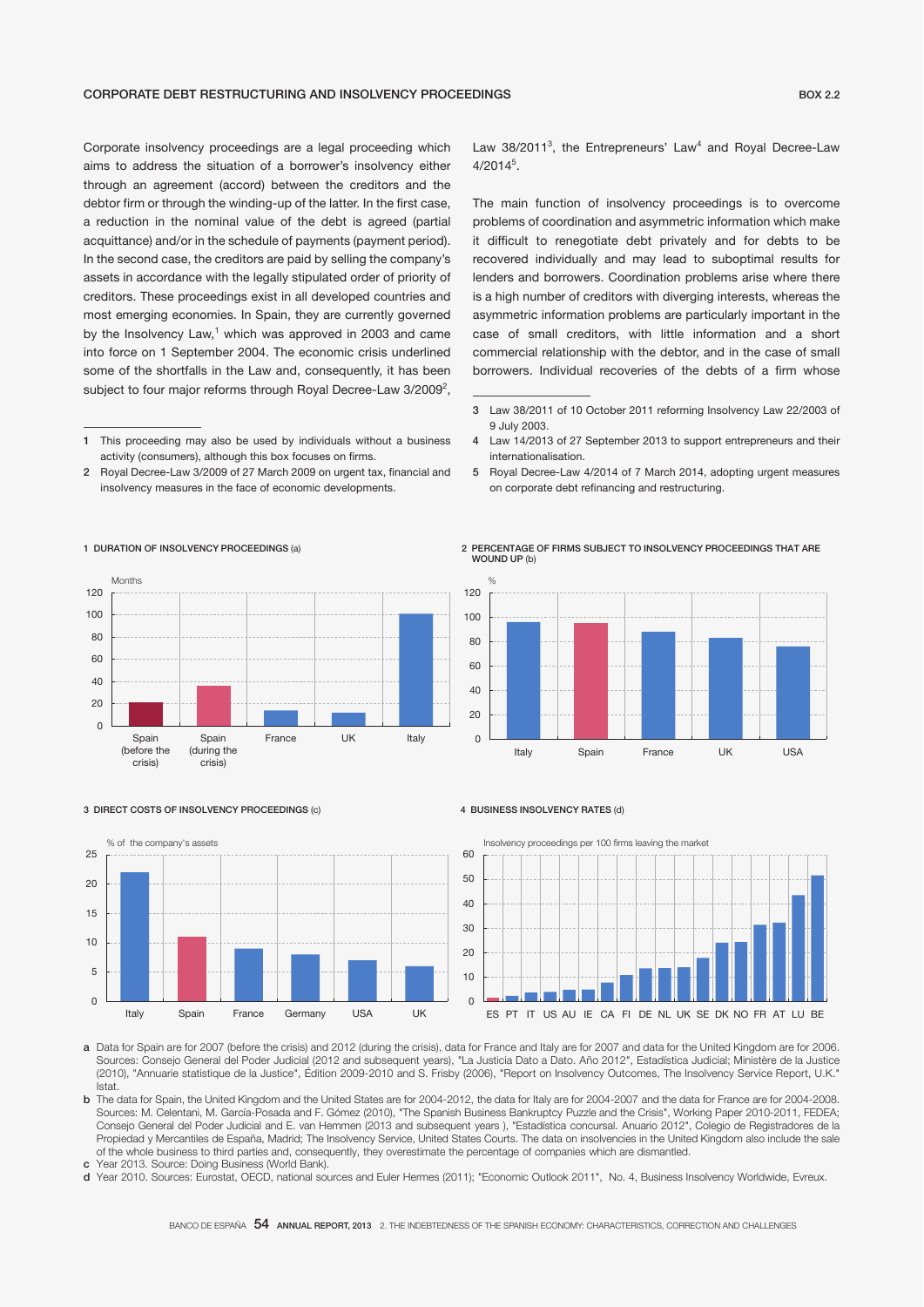## CORPORATE DEBT RESTRUCTURING AND INSOLVENCY PROCEEDINGS

BOX 2.2

Corporate insolvency proceedings are a legal proceeding which aims to address the situation of a borrower's insolvency either through an agreement (accord) between the creditors and the debtor firm or through the winding-up of the latter. In the first case, a reduction in the nominal value of the debt is agreed (partial acquittance) and/or in the schedule of payments (payment period). In the second case, the creditors are paid by selling the company's assets in accordance with the legally stipulated order of priority of creditors. These proceedings exist in all developed countries and most emerging economies. In Spain, they are currently governed by the Insolvency Law,[1] which was approved in 2003 and came into force on 1 September 2004. The economic crisis underlined some of the shortfalls in the Law and, consequently, it has been subject to four major reforms through Royal Decree-Law 3/2009[2], Law 38/2011[3], the Entrepreneurs' Law[4] and Royal Decree-Law 4/2014[5].

The main function of insolvency proceedings is to overcome problems of coordination and asymmetric information which make it difficult to renegotiate debt privately and for debts to be recovered individually and may lead to suboptimal results for lenders and borrowers. Coordination problems arise where there is a high number of creditors with diverging interests, whereas the asymmetric information problems are particularly important in the case of small creditors, with little information and a short commercial relationship with the debtor, and in the case of small borrowers. Individual recoveries of the debts of a firm whose

1 This proceeding may also be used by individuals without a business activity (consumers), although this box focuses on firms.

2 Royal Decree-Law 3/2009 of 27 March 2009 on urgent tax, financial and insolvency measures in the face of economic developments.

3 Law 38/2011 of 10 October 2011 reforming Insolvency Law 22/2003 of 9 July 2003.

4 Law 14/2013 of 27 September 2013 to support entrepreneurs and their internationalisation.

5 Royal Decree-Law 4/2014 of 7 March 2014, adopting urgent measures on corporate debt refinancing and restructuring.

1 DURATION OF INSOLVENCY PROCEEDINGS (a)

2 PERCENTAGE OF FIRMS SUBJECT TO INSOLVENCY PROCEEDINGS THAT ARE WOUND UP (b)

3 DIRECT COSTS OF INSOLVENCY PROCEEDINGS (c)

4 BUSINESS INSOLVENCY RATES (d)

a Data for Spain are for 2007 (before the crisis) and 2012 (during the crisis), data for France and Italy are for 2007 and data for the United Kingdom are for 2006. Sources: Consejo General del Poder Judicial (2012 and subsequent years), "La Justicia Dato a Dato. Año 2012", Estadística Judicial; Ministère de la Justice (2010), "Annuarie statistique de la Justice", Édition 2009-2010 and S. Frisby (2006), "Report on Insolvency Outcomes, The Insolvency Service Report, U.K." Istat.

b The data for Spain, the United Kingdom and the United States are for 2004-2012, the data for Italy are for 2004-2007 and the data for France are for 2004-2008. Sources: M. Celentani, M. García-Posada and F. Gómez (2010), "The Spanish Business Bankruptcy Puzzle and the Crisis", Working Paper 2010-2011, FEDEA; Consejo General del Poder Judicial and E. van Hemmen (2013 and subsequent years ), "Estadística concursal. Anuario 2012", Colegio de Registradores de la Propiedad y Mercantiles de España, Madrid; The Insolvency Service, United States Courts. The data on insolvencies in the United Kingdom also include the sale of the whole business to third parties and, consequently, they overestimate the percentage of companies which are dismantled.

c Year 2013. Source: Doing Business (World Bank).

d Year 2010. Sources: Eurostat, OECD, national sources and Euler Hermes (2011); "Economic Outlook 2011", No. 4, Business Insolvency Worldwide, Evreux.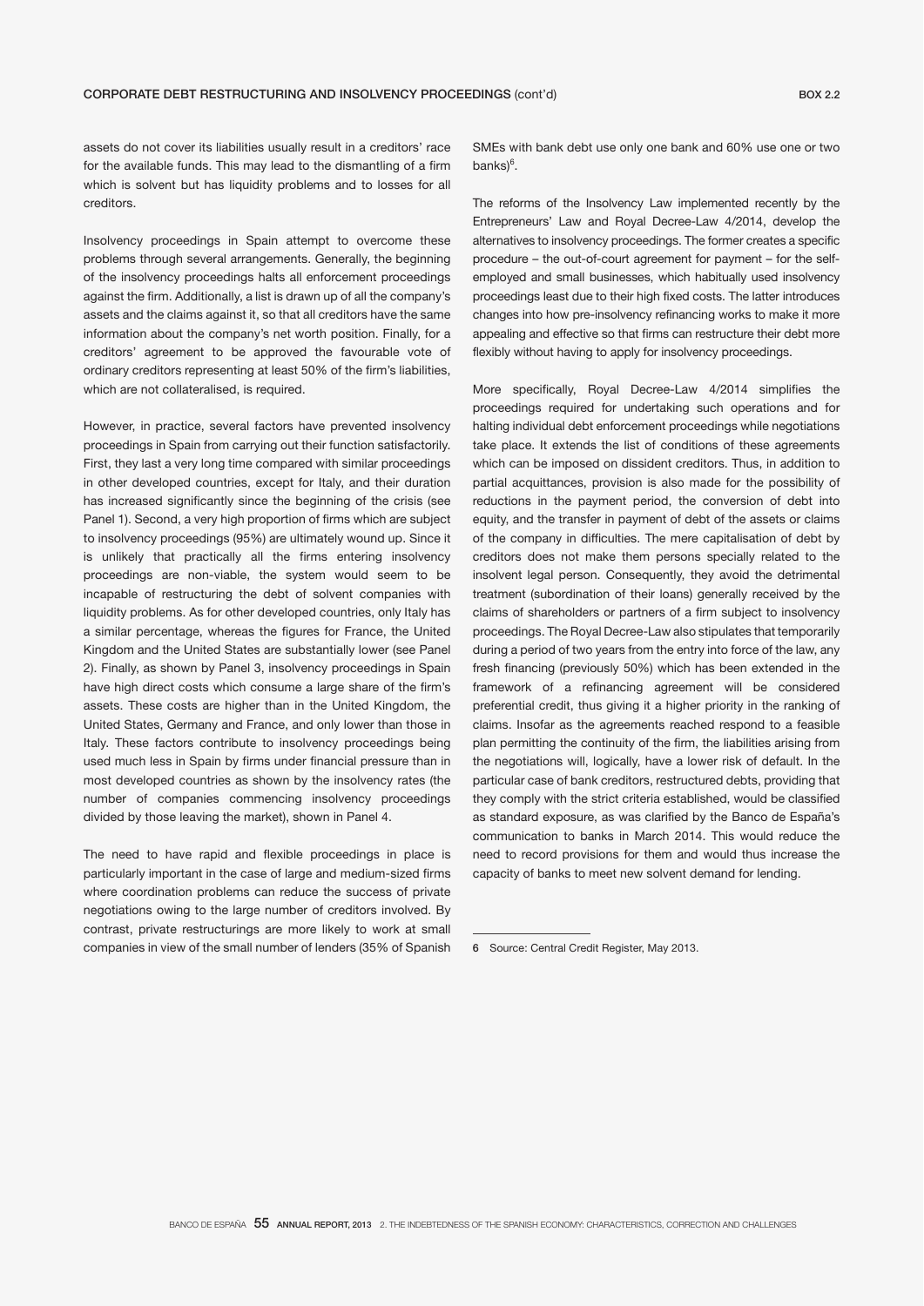assets do not cover its liabilities usually result in a creditors' race for the available funds. This may lead to the dismantling of a firm which is solvent but has liquidity problems and to losses for all creditors.

Insolvency proceedings in Spain attempt to overcome these problems through several arrangements. Generally, the beginning of the insolvency proceedings halts all enforcement proceedings against the firm. Additionally, a list is drawn up of all the company's assets and the claims against it, so that all creditors have the same information about the company's net worth position. Finally, for a creditors' agreement to be approved the favourable vote of ordinary creditors representing at least 50% of the firm's liabilities, which are not collateralised, is required.

However, in practice, several factors have prevented insolvency proceedings in Spain from carrying out their function satisfactorily. First, they last a very long time compared with similar proceedings in other developed countries, except for Italy, and their duration has increased significantly since the beginning of the crisis (see Panel 1). Second, a very high proportion of firms which are subject to insolvency proceedings (95%) are ultimately wound up. Since it is unlikely that practically all the firms entering insolvency proceedings are non-viable, the system would seem to be incapable of restructuring the debt of solvent companies with liquidity problems. As for other developed countries, only Italy has a similar percentage, whereas the figures for France, the United Kingdom and the United States are substantially lower (see Panel 2). Finally, as shown by Panel 3, insolvency proceedings in Spain have high direct costs which consume a large share of the firm's assets. These costs are higher than in the United Kingdom, the United States, Germany and France, and only lower than those in Italy. These factors contribute to insolvency proceedings being used much less in Spain by firms under financial pressure than in most developed countries as shown by the insolvency rates (the number of companies commencing insolvency proceedings divided by those leaving the market), shown in Panel 4.

The need to have rapid and flexible proceedings in place is particularly important in the case of large and medium-sized firms where coordination problems can reduce the success of private negotiations owing to the large number of creditors involved. By contrast, private restructurings are more likely to work at small companies in view of the small number of lenders (35% of Spanish SMEs with bank debt use only one bank and 60% use one or two banks)[6].

The reforms of the Insolvency Law implemented recently by the Entrepreneurs' Law and Royal Decree-Law 4/2014, develop the alternatives to insolvency proceedings. The former creates a specific procedure – the out-of-court agreement for payment – for the self-employed and small businesses, which habitually used insolvency proceedings least due to their high fixed costs. The latter introduces changes into how pre-insolvency refinancing works to make it more appealing and effective so that firms can restructure their debt more flexibly without having to apply for insolvency proceedings.

More specifically, Royal Decree-Law 4/2014 simplifies the proceedings required for undertaking such operations and for halting individual debt enforcement proceedings while negotiations take place. It extends the list of conditions of these agreements which can be imposed on dissident creditors. Thus, in addition to partial acquittances, provision is also made for the possibility of reductions in the payment period, the conversion of debt into equity, and the transfer in payment of debt of the assets or claims of the company in difficulties. The mere capitalisation of debt by creditors does not make them persons specially related to the insolvent legal person. Consequently, they avoid the detrimental treatment (subordination of their loans) generally received by the claims of shareholders or partners of a firm subject to insolvency proceedings. The Royal Decree-Law also stipulates that temporarily during a period of two years from the entry into force of the law, any fresh financing (previously 50%) which has been extended in the framework of a refinancing agreement will be considered preferential credit, thus giving it a higher priority in the ranking of claims. Insofar as the agreements reached respond to a feasible plan permitting the continuity of the firm, the liabilities arising from the negotiations will, logically, have a lower risk of default. In the particular case of bank creditors, restructured debts, providing that they comply with the strict criteria established, would be classified as standard exposure, as was clarified by the Banco de España's communication to banks in March 2014. This would reduce the need to record provisions for them and would thus increase the capacity of banks to meet new solvent demand for lending.

---

6 Source: Central Credit Register, May 2013.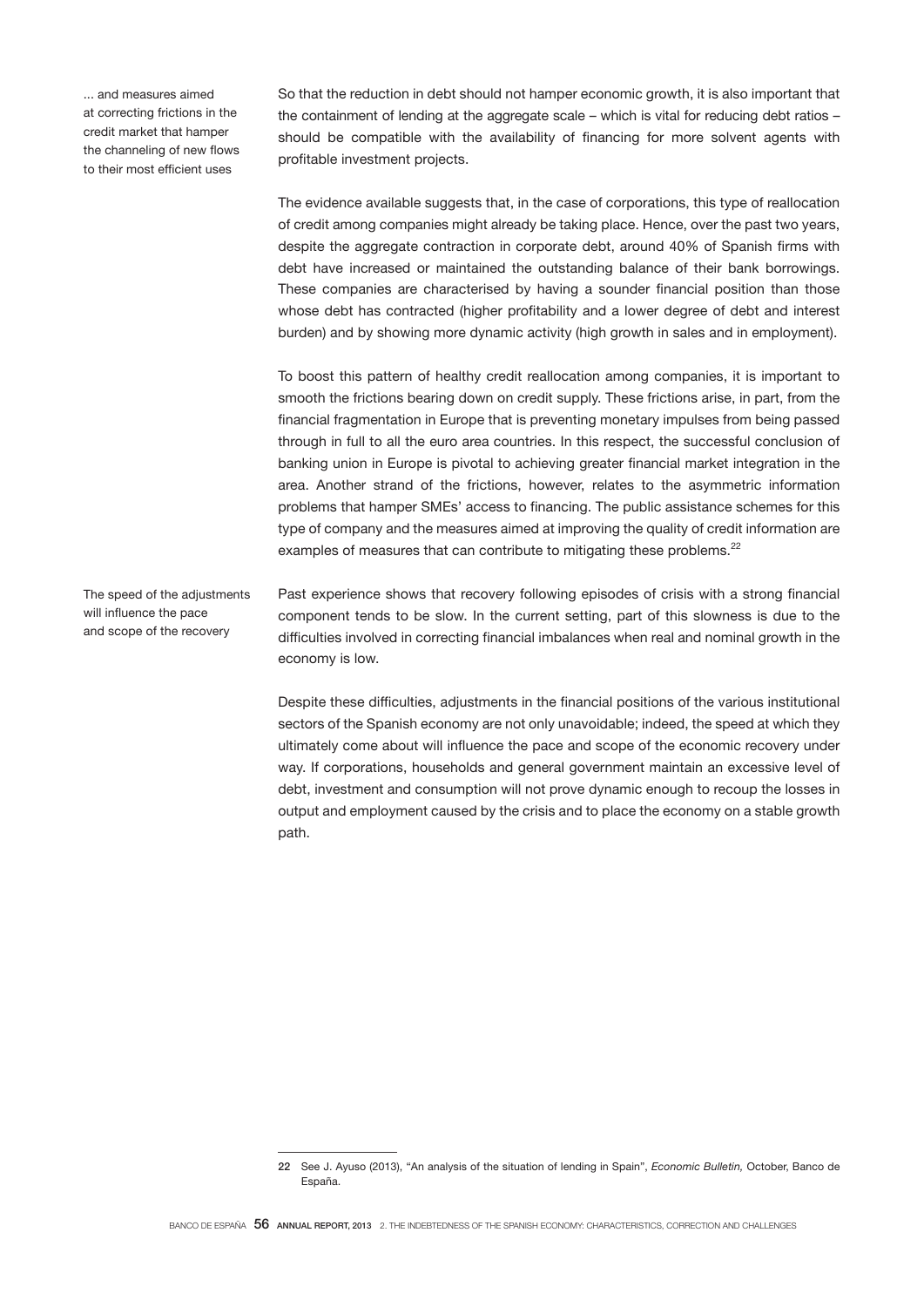... and measures aimed at correcting frictions in the credit market that hamper the channeling of new flows to their most efficient uses

So that the reduction in debt should not hamper economic growth, it is also important that the containment of lending at the aggregate scale – which is vital for reducing debt ratios – should be compatible with the availability of financing for more solvent agents with profitable investment projects.

The evidence available suggests that, in the case of corporations, this type of reallocation of credit among companies might already be taking place. Hence, over the past two years, despite the aggregate contraction in corporate debt, around 40% of Spanish firms with debt have increased or maintained the outstanding balance of their bank borrowings. These companies are characterised by having a sounder financial position than those whose debt has contracted (higher profitability and a lower degree of debt and interest burden) and by showing more dynamic activity (high growth in sales and in employment).

To boost this pattern of healthy credit reallocation among companies, it is important to smooth the frictions bearing down on credit supply. These frictions arise, in part, from the financial fragmentation in Europe that is preventing monetary impulses from being passed through in full to all the euro area countries. In this respect, the successful conclusion of banking union in Europe is pivotal to achieving greater financial market integration in the area. Another strand of the frictions, however, relates to the asymmetric information problems that hamper SMEs' access to financing. The public assistance schemes for this type of company and the measures aimed at improving the quality of credit information are examples of measures that can contribute to mitigating these problems.[22]

The speed of the adjustments will influence the pace and scope of the recovery

Past experience shows that recovery following episodes of crisis with a strong financial component tends to be slow. In the current setting, part of this slowness is due to the difficulties involved in correcting financial imbalances when real and nominal growth in the economy is low.

Despite these difficulties, adjustments in the financial positions of the various institutional sectors of the Spanish economy are not only unavoidable; indeed, the speed at which they ultimately come about will influence the pace and scope of the economic recovery under way. If corporations, households and general government maintain an excessive level of debt, investment and consumption will not prove dynamic enough to recoup the losses in output and employment caused by the crisis and to place the economy on a stable growth path.

---

22 See J. Ayuso (2013), "An analysis of the situation of lending in Spain", *Economic Bulletin,* October, Banco de España.